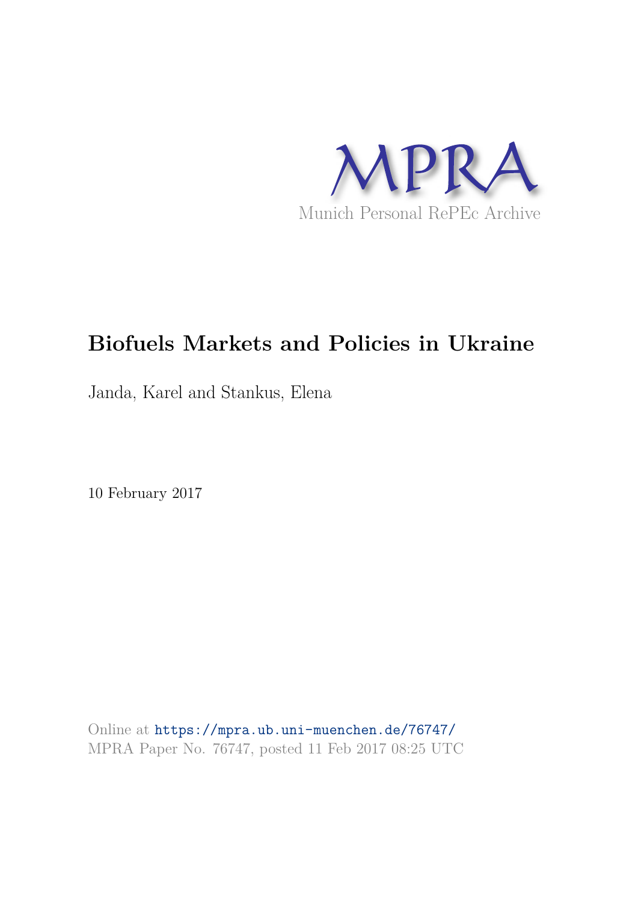MPRA

Munich Personal RePEc Archive

# Biofuels Markets and Policies in Ukraine

Janda, Karel and Stankus, Elena

10 February 2017

Online at https://mpra.ub.uni-muenchen.de/76747/
MPRA Paper No. 76747, posted 11 Feb 2017 08:25 UTC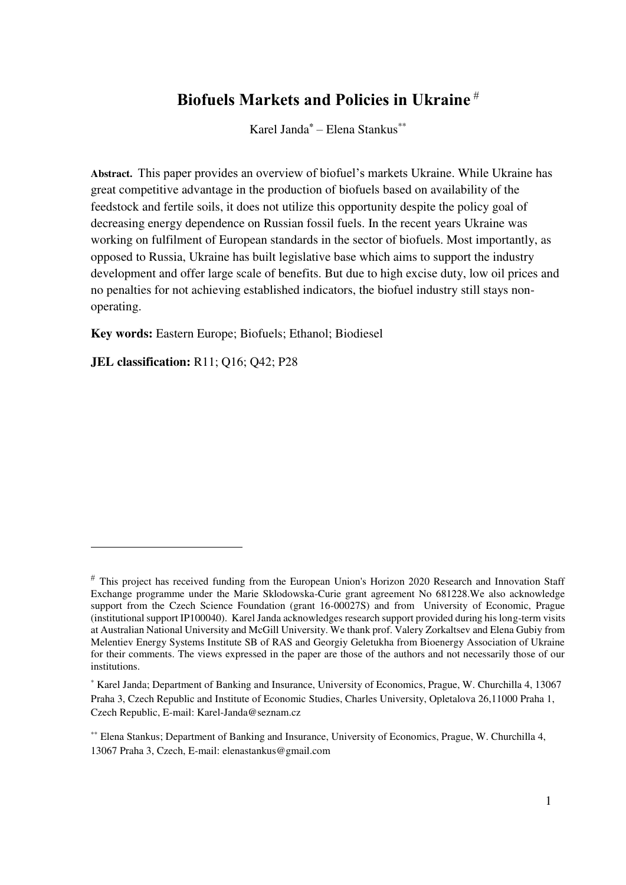# Biofuels Markets and Policies in Ukraine [#]

Karel Janda[*] – Elena Stankus[**]

**Abstract.** This paper provides an overview of biofuel's markets Ukraine. While Ukraine has great competitive advantage in the production of biofuels based on availability of the feedstock and fertile soils, it does not utilize this opportunity despite the policy goal of decreasing energy dependence on Russian fossil fuels. In the recent years Ukraine was working on fulfilment of European standards in the sector of biofuels. Most importantly, as opposed to Russia, Ukraine has built legislative base which aims to support the industry development and offer large scale of benefits. But due to high excise duty, low oil prices and no penalties for not achieving established indicators, the biofuel industry still stays non-operating.

**Key words:** Eastern Europe; Biofuels; Ethanol; Biodiesel

**JEL classification:** R11; Q16; Q42; P28

---

[#] This project has received funding from the European Union's Horizon 2020 Research and Innovation Staff Exchange programme under the Marie Sklodowska-Curie grant agreement No 681228.We also acknowledge support from the Czech Science Foundation (grant 16-00027S) and from University of Economic, Prague (institutional support IP100040). Karel Janda acknowledges research support provided during his long-term visits at Australian National University and McGill University. We thank prof. Valery Zorkaltsev and Elena Gubiy from Melentiev Energy Systems Institute SB of RAS and Georgiy Geletukha from Bioenergy Association of Ukraine for their comments. The views expressed in the paper are those of the authors and not necessarily those of our institutions.

[*] Karel Janda; Department of Banking and Insurance, University of Economics, Prague, W. Churchilla 4, 13067 Praha 3, Czech Republic and Institute of Economic Studies, Charles University, Opletalova 26,11000 Praha 1, Czech Republic, E-mail: Karel-Janda@seznam.cz

[**] Elena Stankus; Department of Banking and Insurance, University of Economics, Prague, W. Churchilla 4, 13067 Praha 3, Czech, E-mail: elenastankus@gmail.com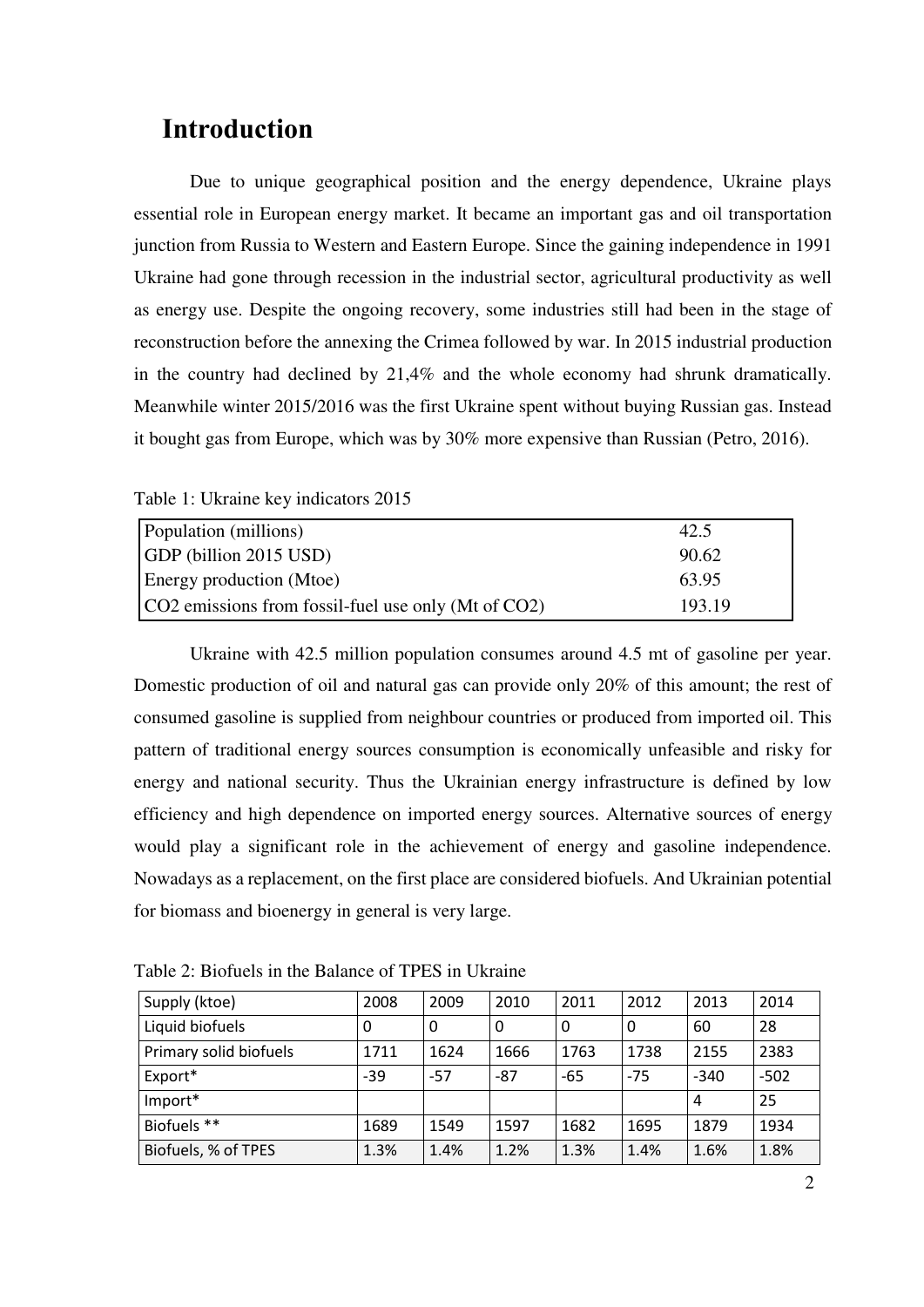# Introduction

Due to unique geographical position and the energy dependence, Ukraine plays essential role in European energy market. It became an important gas and oil transportation junction from Russia to Western and Eastern Europe. Since the gaining independence in 1991 Ukraine had gone through recession in the industrial sector, agricultural productivity as well as energy use. Despite the ongoing recovery, some industries still had been in the stage of reconstruction before the annexing the Crimea followed by war. In 2015 industrial production in the country had declined by 21,4% and the whole economy had shrunk dramatically. Meanwhile winter 2015/2016 was the first Ukraine spent without buying Russian gas. Instead it bought gas from Europe, which was by 30% more expensive than Russian (Petro, 2016).

Table 1: Ukraine key indicators 2015

| | |
|---|---|
| Population (millions) | 42.5 |
| GDP (billion 2015 USD) | 90.62 |
| Energy production (Mtoe) | 63.95 |
| $CO_2$ emissions from fossil-fuel use only (Mt of $CO_2$) | 193.19 |

Ukraine with 42.5 million population consumes around 4.5 mt of gasoline per year. Domestic production of oil and natural gas can provide only 20% of this amount; the rest of consumed gasoline is supplied from neighbour countries or produced from imported oil. This pattern of traditional energy sources consumption is economically unfeasible and risky for energy and national security. Thus the Ukrainian energy infrastructure is defined by low efficiency and high dependence on imported energy sources. Alternative sources of energy would play a significant role in the achievement of energy and gasoline independence. Nowadays as a replacement, on the first place are considered biofuels. And Ukrainian potential for biomass and bioenergy in general is very large.

Table 2: Biofuels in the Balance of TPES in Ukraine

| Supply (ktoe) | 2008 | 2009 | 2010 | 2011 | 2012 | 2013 | 2014 |
|---|---|---|---|---|---|---|---|
| Liquid biofuels | 0 | 0 | 0 | 0 | 0 | 60 | 28 |
| Primary solid biofuels | 1711 | 1624 | 1666 | 1763 | 1738 | 2155 | 2383 |
| Export* | -39 | -57 | -87 | -65 | -75 | -340 | -502 |
| Import* | | | | | | 4 | 25 |
| Biofuels ** | 1689 | 1549 | 1597 | 1682 | 1695 | 1879 | 1934 |
| Biofuels, % of TPES | 1.3% | 1.4% | 1.2% | 1.3% | 1.4% | 1.6% | 1.8% |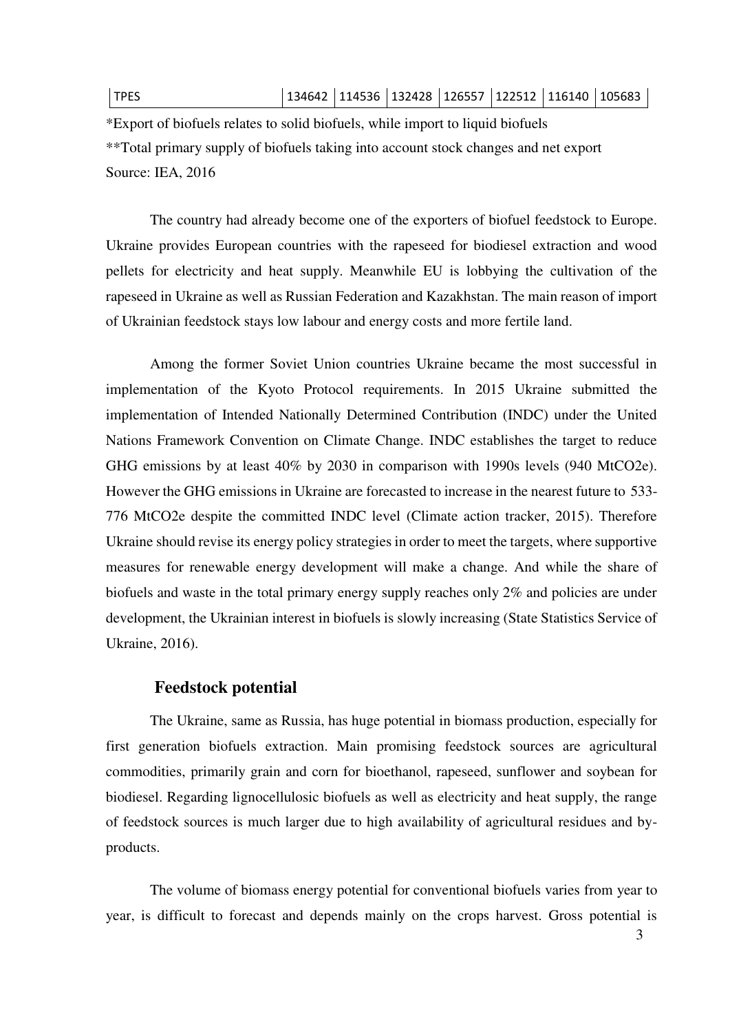| TPES | 134642 | 114536 | 132428 | 126557 | 122512 | 116140 | 105683 |
|---|---|---|---|---|---|---|---|

*Export of biofuels relates to solid biofuels, while import to liquid biofuels

**Total primary supply of biofuels taking into account stock changes and net export

Source: IEA, 2016

The country had already become one of the exporters of biofuel feedstock to Europe. Ukraine provides European countries with the rapeseed for biodiesel extraction and wood pellets for electricity and heat supply. Meanwhile EU is lobbying the cultivation of the rapeseed in Ukraine as well as Russian Federation and Kazakhstan. The main reason of import of Ukrainian feedstock stays low labour and energy costs and more fertile land.

Among the former Soviet Union countries Ukraine became the most successful in implementation of the Kyoto Protocol requirements. In 2015 Ukraine submitted the implementation of Intended Nationally Determined Contribution (INDC) under the United Nations Framework Convention on Climate Change. INDC establishes the target to reduce GHG emissions by at least 40% by 2030 in comparison with 1990s levels (940 MtCO2e). However the GHG emissions in Ukraine are forecasted to increase in the nearest future to 533-776 MtCO2e despite the committed INDC level (Climate action tracker, 2015). Therefore Ukraine should revise its energy policy strategies in order to meet the targets, where supportive measures for renewable energy development will make a change. And while the share of biofuels and waste in the total primary energy supply reaches only 2% and policies are under development, the Ukrainian interest in biofuels is slowly increasing (State Statistics Service of Ukraine, 2016).

## Feedstock potential

The Ukraine, same as Russia, has huge potential in biomass production, especially for first generation biofuels extraction. Main promising feedstock sources are agricultural commodities, primarily grain and corn for bioethanol, rapeseed, sunflower and soybean for biodiesel. Regarding lignocellulosic biofuels as well as electricity and heat supply, the range of feedstock sources is much larger due to high availability of agricultural residues and by-products.

The volume of biomass energy potential for conventional biofuels varies from year to year, is difficult to forecast and depends mainly on the crops harvest. Gross potential is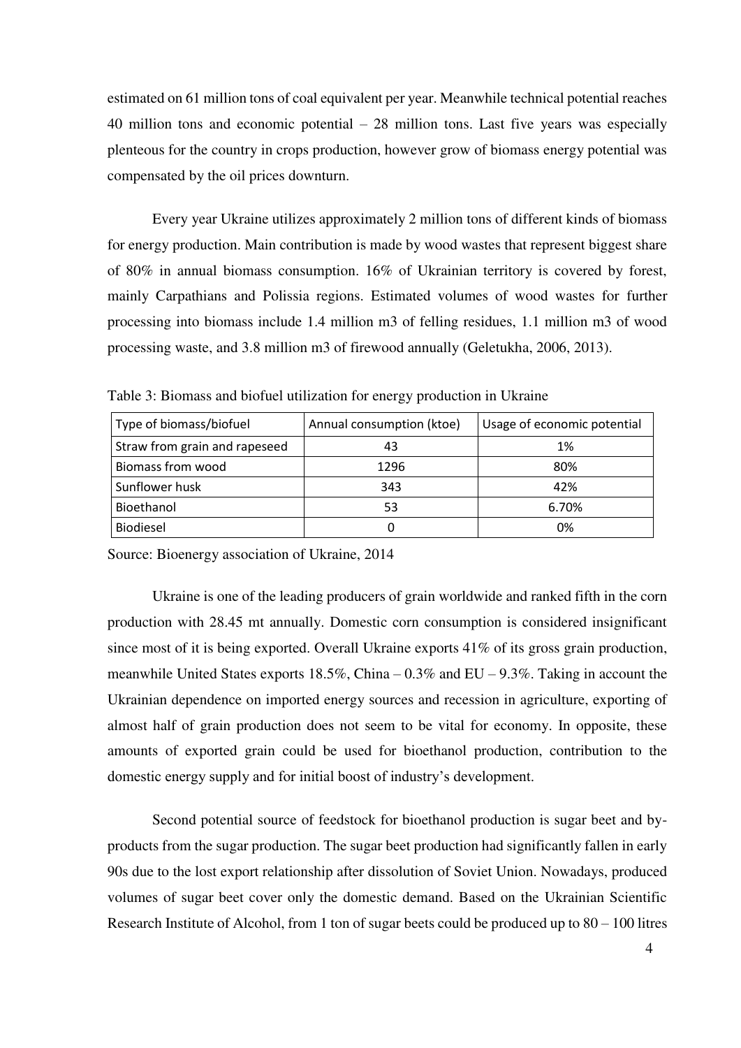estimated on 61 million tons of coal equivalent per year. Meanwhile technical potential reaches 40 million tons and economic potential – 28 million tons. Last five years was especially plenteous for the country in crops production, however grow of biomass energy potential was compensated by the oil prices downturn.

Every year Ukraine utilizes approximately 2 million tons of different kinds of biomass for energy production. Main contribution is made by wood wastes that represent biggest share of 80% in annual biomass consumption. 16% of Ukrainian territory is covered by forest, mainly Carpathians and Polissia regions. Estimated volumes of wood wastes for further processing into biomass include 1.4 million m3 of felling residues, 1.1 million m3 of wood processing waste, and 3.8 million m3 of firewood annually (Geletukha, 2006, 2013).

Table 3: Biomass and biofuel utilization for energy production in Ukraine

| Type of biomass/biofuel | Annual consumption (ktoe) | Usage of economic potential |
|---|---|---|
| Straw from grain and rapeseed | 43 | 1% |
| Biomass from wood | 1296 | 80% |
| Sunflower husk | 343 | 42% |
| Bioethanol | 53 | 6.70% |
| Biodiesel | 0 | 0% |

Source: Bioenergy association of Ukraine, 2014

Ukraine is one of the leading producers of grain worldwide and ranked fifth in the corn production with 28.45 mt annually. Domestic corn consumption is considered insignificant since most of it is being exported. Overall Ukraine exports 41% of its gross grain production, meanwhile United States exports 18.5%, China – 0.3% and EU – 9.3%. Taking in account the Ukrainian dependence on imported energy sources and recession in agriculture, exporting of almost half of grain production does not seem to be vital for economy. In opposite, these amounts of exported grain could be used for bioethanol production, contribution to the domestic energy supply and for initial boost of industry's development.

Second potential source of feedstock for bioethanol production is sugar beet and by-products from the sugar production. The sugar beet production had significantly fallen in early 90s due to the lost export relationship after dissolution of Soviet Union. Nowadays, produced volumes of sugar beet cover only the domestic demand. Based on the Ukrainian Scientific Research Institute of Alcohol, from 1 ton of sugar beets could be produced up to 80 – 100 litres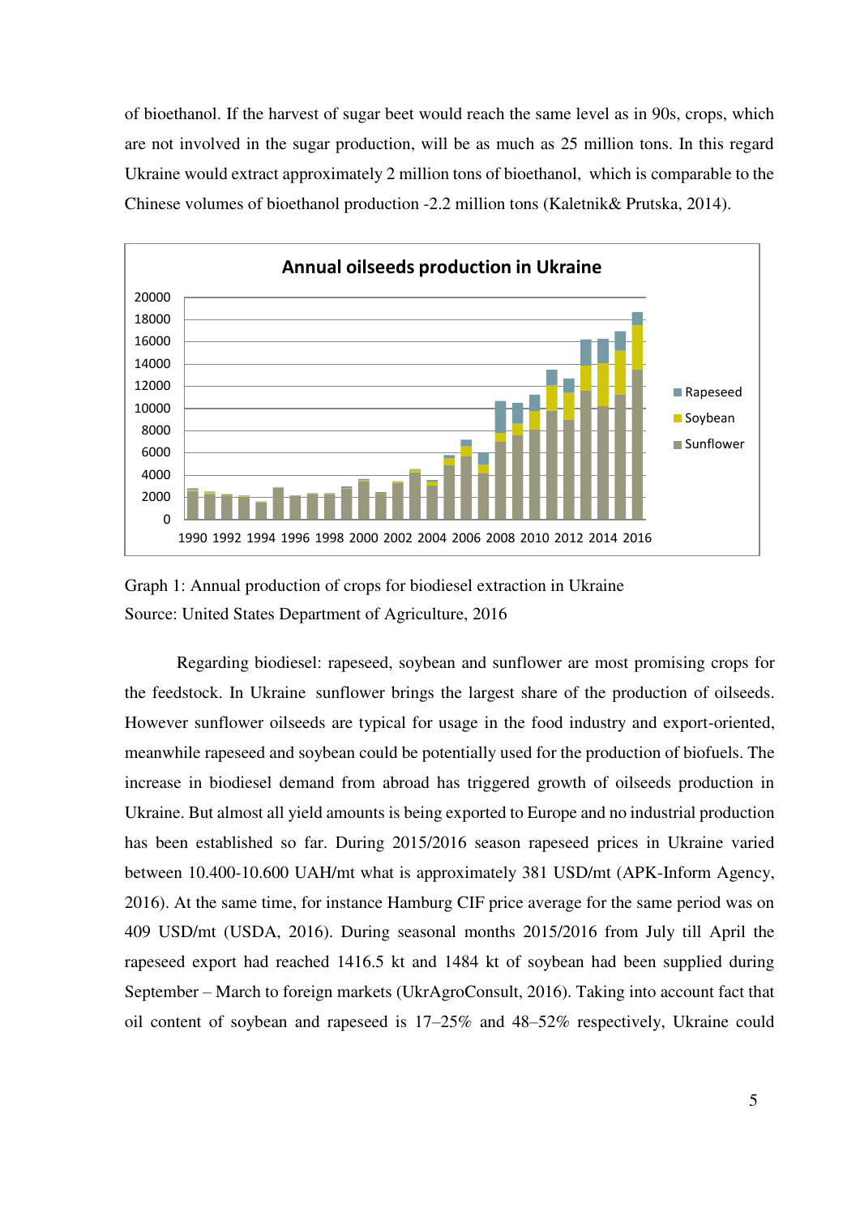of bioethanol. If the harvest of sugar beet would reach the same level as in 90s, crops, which are not involved in the sugar production, will be as much as 25 million tons. In this regard Ukraine would extract approximately 2 million tons of bioethanol, which is comparable to the Chinese volumes of bioethanol production -2.2 million tons (Kaletnik& Prutska, 2014).

Graph 1: Annual production of crops for biodiesel extraction in Ukraine
Source: United States Department of Agriculture, 2016

Regarding biodiesel: rapeseed, soybean and sunflower are most promising crops for the feedstock. In Ukraine sunflower brings the largest share of the production of oilseeds. However sunflower oilseeds are typical for usage in the food industry and export-oriented, meanwhile rapeseed and soybean could be potentially used for the production of biofuels. The increase in biodiesel demand from abroad has triggered growth of oilseeds production in Ukraine. But almost all yield amounts is being exported to Europe and no industrial production has been established so far. During 2015/2016 season rapeseed prices in Ukraine varied between 10.400-10.600 UAH/mt what is approximately 381 USD/mt (APK-Inform Agency, 2016). At the same time, for instance Hamburg CIF price average for the same period was on 409 USD/mt (USDA, 2016). During seasonal months 2015/2016 from July till April the rapeseed export had reached 1416.5 kt and 1484 kt of soybean had been supplied during September – March to foreign markets (UkrAgroConsult, 2016). Taking into account fact that oil content of soybean and rapeseed is 17–25% and 48–52% respectively, Ukraine could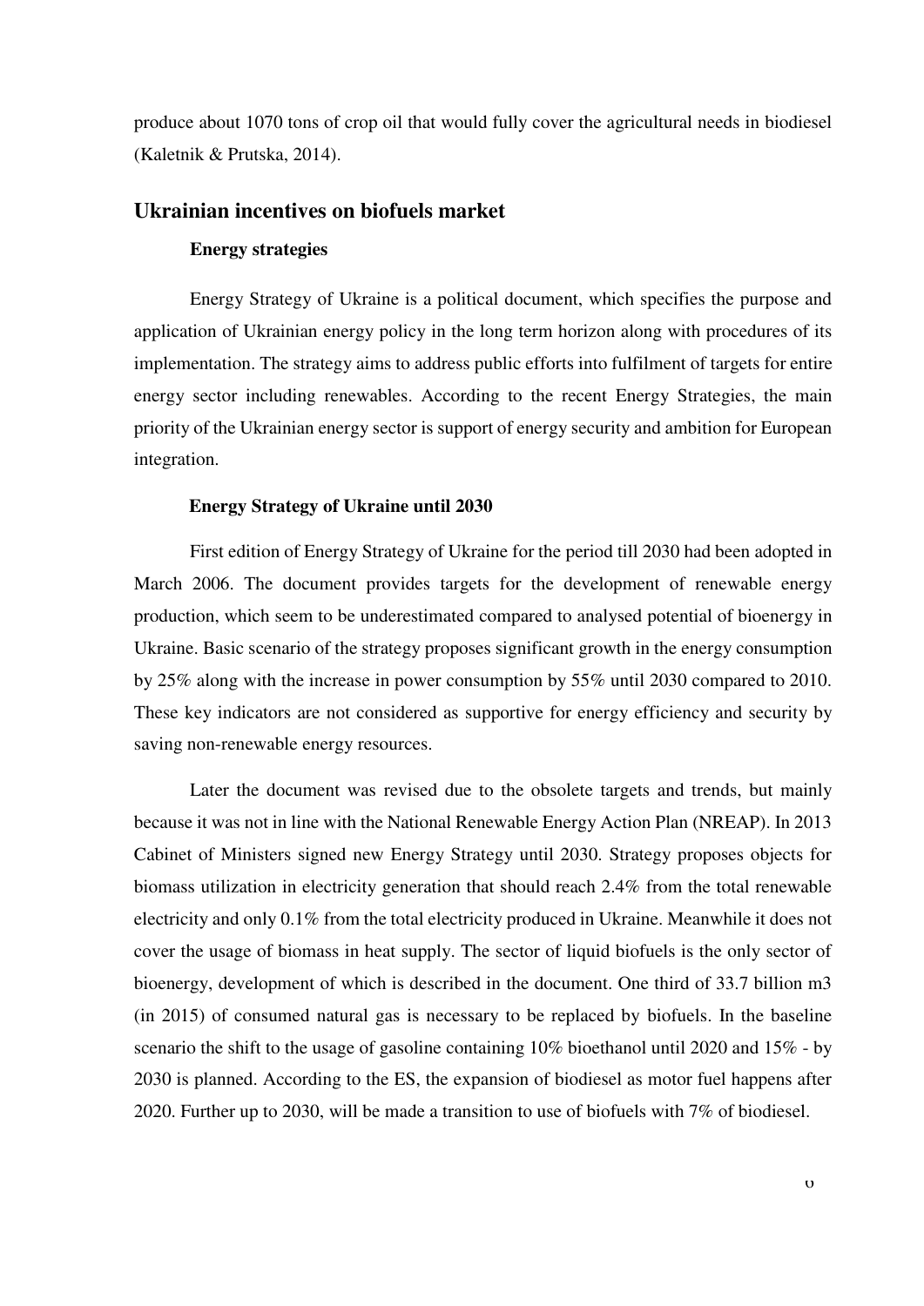produce about 1070 tons of crop oil that would fully cover the agricultural needs in biodiesel (Kaletnik & Prutska, 2014).

## Ukrainian incentives on biofuels market

### Energy strategies

Energy Strategy of Ukraine is a political document, which specifies the purpose and application of Ukrainian energy policy in the long term horizon along with procedures of its implementation. The strategy aims to address public efforts into fulfilment of targets for entire energy sector including renewables. According to the recent Energy Strategies, the main priority of the Ukrainian energy sector is support of energy security and ambition for European integration.

### Energy Strategy of Ukraine until 2030

First edition of Energy Strategy of Ukraine for the period till 2030 had been adopted in March 2006. The document provides targets for the development of renewable energy production, which seem to be underestimated compared to analysed potential of bioenergy in Ukraine. Basic scenario of the strategy proposes significant growth in the energy consumption by 25% along with the increase in power consumption by 55% until 2030 compared to 2010. These key indicators are not considered as supportive for energy efficiency and security by saving non-renewable energy resources.

Later the document was revised due to the obsolete targets and trends, but mainly because it was not in line with the National Renewable Energy Action Plan (NREAP). In 2013 Cabinet of Ministers signed new Energy Strategy until 2030. Strategy proposes objects for biomass utilization in electricity generation that should reach 2.4% from the total renewable electricity and only 0.1% from the total electricity produced in Ukraine. Meanwhile it does not cover the usage of biomass in heat supply. The sector of liquid biofuels is the only sector of bioenergy, development of which is described in the document. One third of 33.7 billion m3 (in 2015) of consumed natural gas is necessary to be replaced by biofuels. In the baseline scenario the shift to the usage of gasoline containing 10% bioethanol until 2020 and 15% - by 2030 is planned. According to the ES, the expansion of biodiesel as motor fuel happens after 2020. Further up to 2030, will be made a transition to use of biofuels with 7% of biodiesel.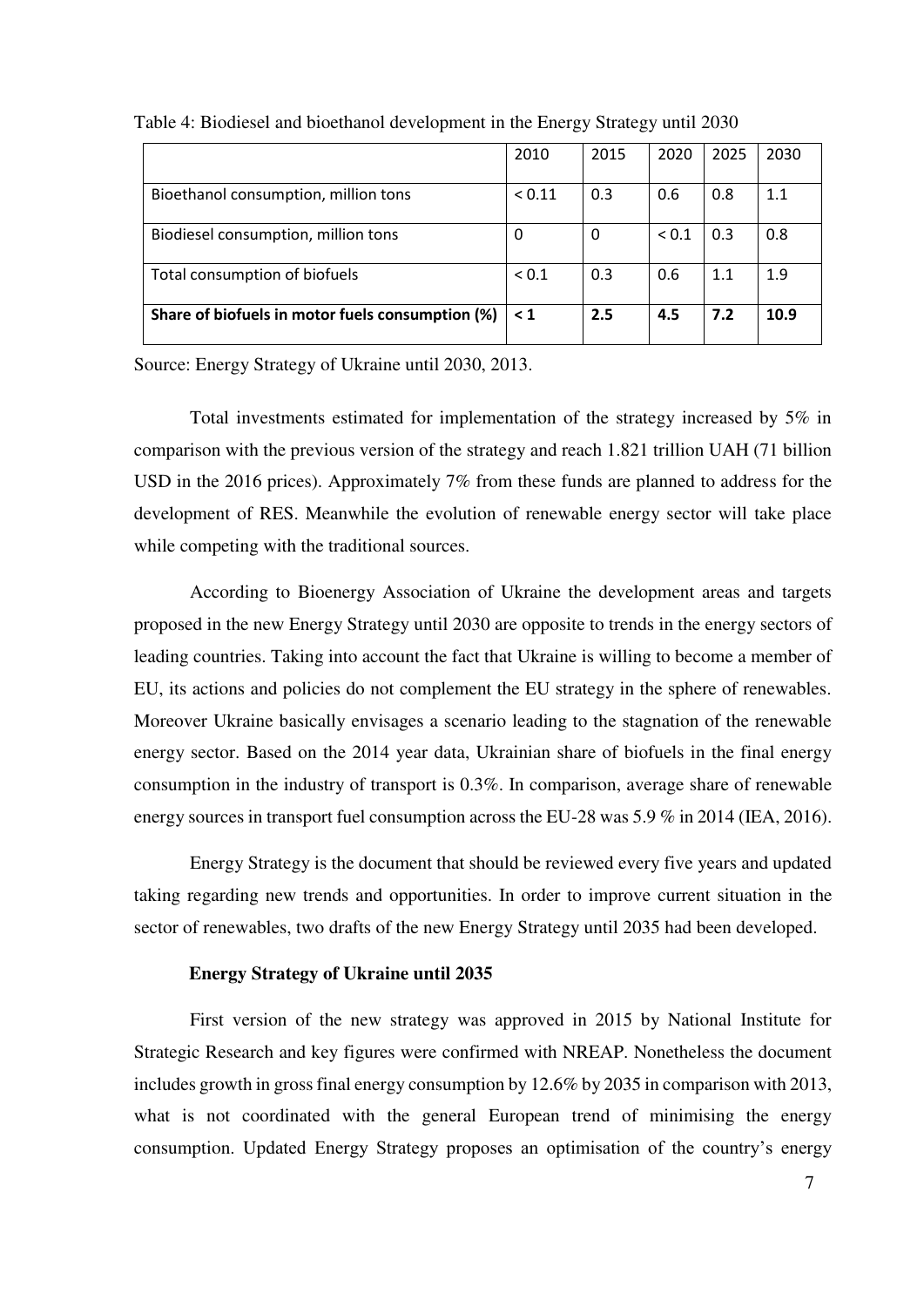Table 4: Biodiesel and bioethanol development in the Energy Strategy until 2030

| | 2010 | 2015 | 2020 | 2025 | 2030 |
|---|---|---|---|---|---|
| Bioethanol consumption, million tons | < 0.11 | 0.3 | 0.6 | 0.8 | 1.1 |
| Biodiesel consumption, million tons | 0 | 0 | < 0.1 | 0.3 | 0.8 |
| Total consumption of biofuels | < 0.1 | 0.3 | 0.6 | 1.1 | 1.9 |
| **Share of biofuels in motor fuels consumption (%)** | **< 1** | **2.5** | **4.5** | **7.2** | **10.9** |

Source: Energy Strategy of Ukraine until 2030, 2013.

Total investments estimated for implementation of the strategy increased by 5% in comparison with the previous version of the strategy and reach 1.821 trillion UAH (71 billion USD in the 2016 prices). Approximately 7% from these funds are planned to address for the development of RES. Meanwhile the evolution of renewable energy sector will take place while competing with the traditional sources.

According to Bioenergy Association of Ukraine the development areas and targets proposed in the new Energy Strategy until 2030 are opposite to trends in the energy sectors of leading countries. Taking into account the fact that Ukraine is willing to become a member of EU, its actions and policies do not complement the EU strategy in the sphere of renewables. Moreover Ukraine basically envisages a scenario leading to the stagnation of the renewable energy sector. Based on the 2014 year data, Ukrainian share of biofuels in the final energy consumption in the industry of transport is 0.3%. In comparison, average share of renewable energy sources in transport fuel consumption across the EU-28 was 5.9 % in 2014 (IEA, 2016).

Energy Strategy is the document that should be reviewed every five years and updated taking regarding new trends and opportunities. In order to improve current situation in the sector of renewables, two drafts of the new Energy Strategy until 2035 had been developed.

**Energy Strategy of Ukraine until 2035**

First version of the new strategy was approved in 2015 by National Institute for Strategic Research and key figures were confirmed with NREAP. Nonetheless the document includes growth in gross final energy consumption by 12.6% by 2035 in comparison with 2013, what is not coordinated with the general European trend of minimising the energy consumption. Updated Energy Strategy proposes an optimisation of the country's energy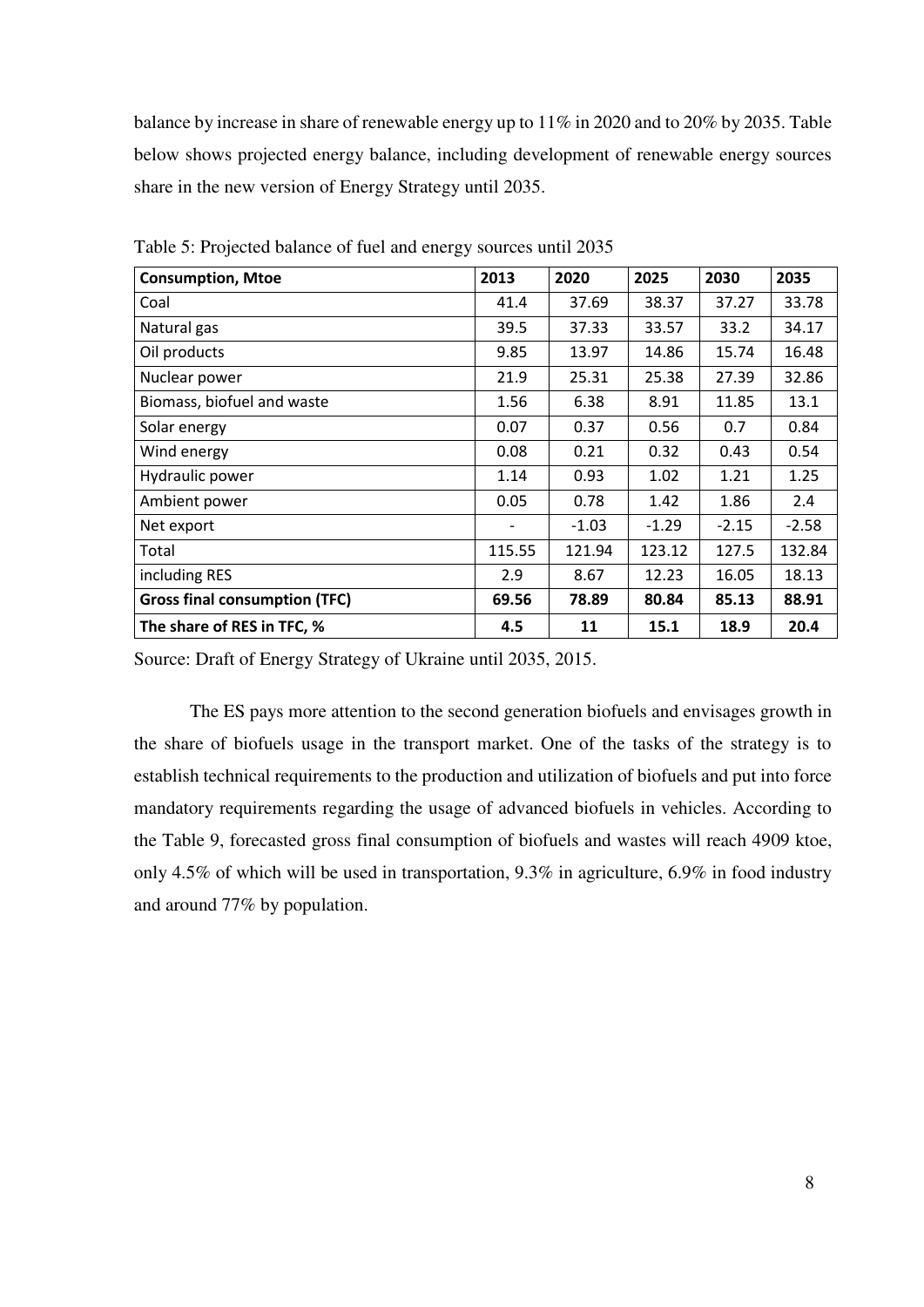balance by increase in share of renewable energy up to 11% in 2020 and to 20% by 2035. Table below shows projected energy balance, including development of renewable energy sources share in the new version of Energy Strategy until 2035.

Table 5: Projected balance of fuel and energy sources until 2035

| **Consumption, Mtoe** | **2013** | **2020** | **2025** | **2030** | **2035** |
|---|---|---|---|---|---|
| Coal | 41.4 | 37.69 | 38.37 | 37.27 | 33.78 |
| Natural gas | 39.5 | 37.33 | 33.57 | 33.2 | 34.17 |
| Oil products | 9.85 | 13.97 | 14.86 | 15.74 | 16.48 |
| Nuclear power | 21.9 | 25.31 | 25.38 | 27.39 | 32.86 |
| Biomass, biofuel and waste | 1.56 | 6.38 | 8.91 | 11.85 | 13.1 |
| Solar energy | 0.07 | 0.37 | 0.56 | 0.7 | 0.84 |
| Wind energy | 0.08 | 0.21 | 0.32 | 0.43 | 0.54 |
| Hydraulic power | 1.14 | 0.93 | 1.02 | 1.21 | 1.25 |
| Ambient power | 0.05 | 0.78 | 1.42 | 1.86 | 2.4 |
| Net export | - | -1.03 | -1.29 | -2.15 | -2.58 |
| Total | 115.55 | 121.94 | 123.12 | 127.5 | 132.84 |
| including RES | 2.9 | 8.67 | 12.23 | 16.05 | 18.13 |
| **Gross final consumption (TFC)** | **69.56** | **78.89** | **80.84** | **85.13** | **88.91** |
| **The share of RES in TFC, %** | **4.5** | **11** | **15.1** | **18.9** | **20.4** |

Source: Draft of Energy Strategy of Ukraine until 2035, 2015.

The ES pays more attention to the second generation biofuels and envisages growth in the share of biofuels usage in the transport market. One of the tasks of the strategy is to establish technical requirements to the production and utilization of biofuels and put into force mandatory requirements regarding the usage of advanced biofuels in vehicles. According to the Table 9, forecasted gross final consumption of biofuels and wastes will reach 4909 ktoe, only 4.5% of which will be used in transportation, 9.3% in agriculture, 6.9% in food industry and around 77% by population.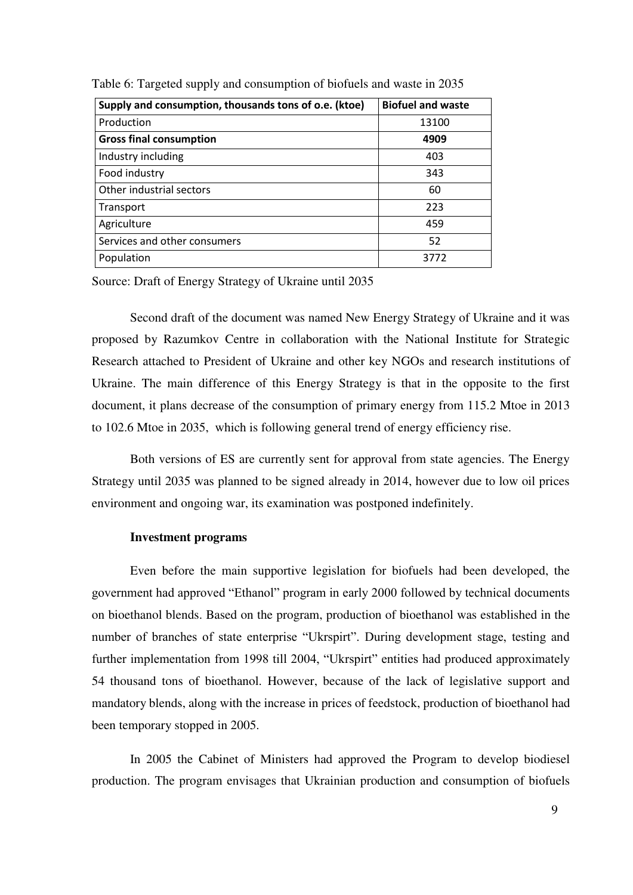Table 6: Targeted supply and consumption of biofuels and waste in 2035

| Supply and consumption, thousands tons of o.e. (ktoe) | Biofuel and waste |
|---|---|
| Production | 13100 |
| **Gross final consumption** | **4909** |
| Industry including | 403 |
| Food industry | 343 |
| Other industrial sectors | 60 |
| Transport | 223 |
| Agriculture | 459 |
| Services and other consumers | 52 |
| Population | 3772 |

Source: Draft of Energy Strategy of Ukraine until 2035

Second draft of the document was named New Energy Strategy of Ukraine and it was proposed by Razumkov Centre in collaboration with the National Institute for Strategic Research attached to President of Ukraine and other key NGOs and research institutions of Ukraine. The main difference of this Energy Strategy is that in the opposite to the first document, it plans decrease of the consumption of primary energy from 115.2 Mtoe in 2013 to 102.6 Mtoe in 2035, which is following general trend of energy efficiency rise.

Both versions of ES are currently sent for approval from state agencies. The Energy Strategy until 2035 was planned to be signed already in 2014, however due to low oil prices environment and ongoing war, its examination was postponed indefinitely.

**Investment programs**

Even before the main supportive legislation for biofuels had been developed, the government had approved "Ethanol" program in early 2000 followed by technical documents on bioethanol blends. Based on the program, production of bioethanol was established in the number of branches of state enterprise "Ukrspirt". During development stage, testing and further implementation from 1998 till 2004, "Ukrspirt" entities had produced approximately 54 thousand tons of bioethanol. However, because of the lack of legislative support and mandatory blends, along with the increase in prices of feedstock, production of bioethanol had been temporary stopped in 2005.

In 2005 the Cabinet of Ministers had approved the Program to develop biodiesel production. The program envisages that Ukrainian production and consumption of biofuels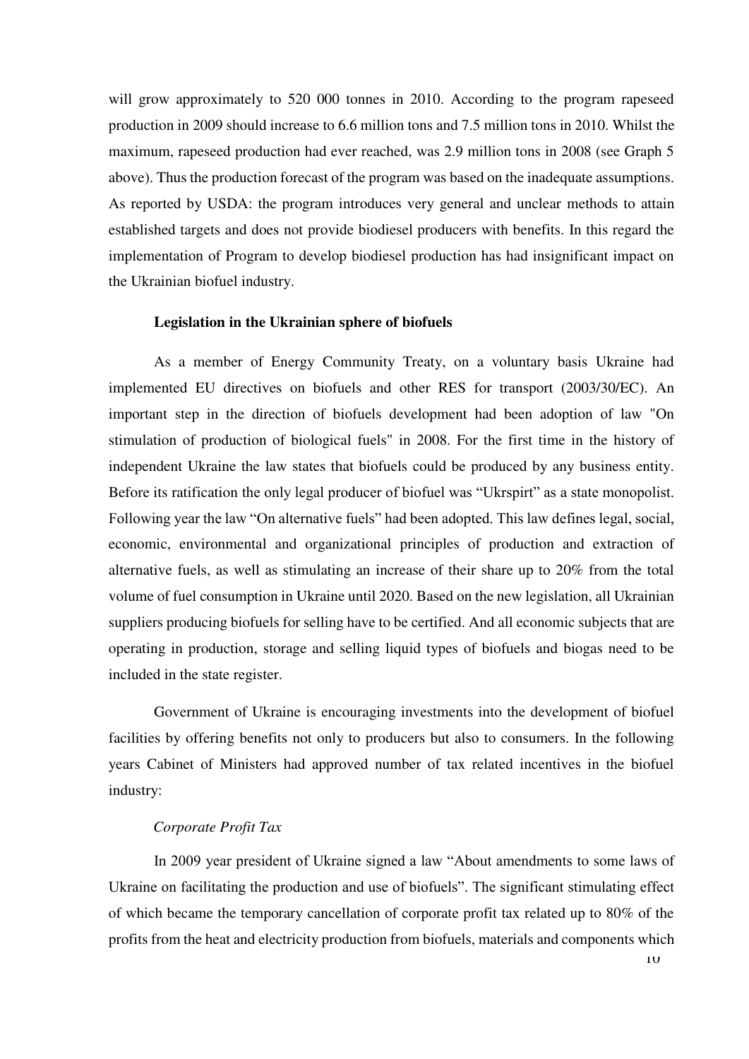will grow approximately to 520 000 tonnes in 2010. According to the program rapeseed production in 2009 should increase to 6.6 million tons and 7.5 million tons in 2010. Whilst the maximum, rapeseed production had ever reached, was 2.9 million tons in 2008 (see Graph 5 above). Thus the production forecast of the program was based on the inadequate assumptions. As reported by USDA: the program introduces very general and unclear methods to attain established targets and does not provide biodiesel producers with benefits. In this regard the implementation of Program to develop biodiesel production has had insignificant impact on the Ukrainian biofuel industry.

**Legislation in the Ukrainian sphere of biofuels**

As a member of Energy Community Treaty, on a voluntary basis Ukraine had implemented EU directives on biofuels and other RES for transport (2003/30/EC). An important step in the direction of biofuels development had been adoption of law "On stimulation of production of biological fuels" in 2008. For the first time in the history of independent Ukraine the law states that biofuels could be produced by any business entity. Before its ratification the only legal producer of biofuel was "Ukrspirt" as a state monopolist. Following year the law "On alternative fuels" had been adopted. This law defines legal, social, economic, environmental and organizational principles of production and extraction of alternative fuels, as well as stimulating an increase of their share up to 20% from the total volume of fuel consumption in Ukraine until 2020. Based on the new legislation, all Ukrainian suppliers producing biofuels for selling have to be certified. And all economic subjects that are operating in production, storage and selling liquid types of biofuels and biogas need to be included in the state register.

Government of Ukraine is encouraging investments into the development of biofuel facilities by offering benefits not only to producers but also to consumers. In the following years Cabinet of Ministers had approved number of tax related incentives in the biofuel industry:

*Corporate Profit Tax*

In 2009 year president of Ukraine signed a law "About amendments to some laws of Ukraine on facilitating the production and use of biofuels". The significant stimulating effect of which became the temporary cancellation of corporate profit tax related up to 80% of the profits from the heat and electricity production from biofuels, materials and components which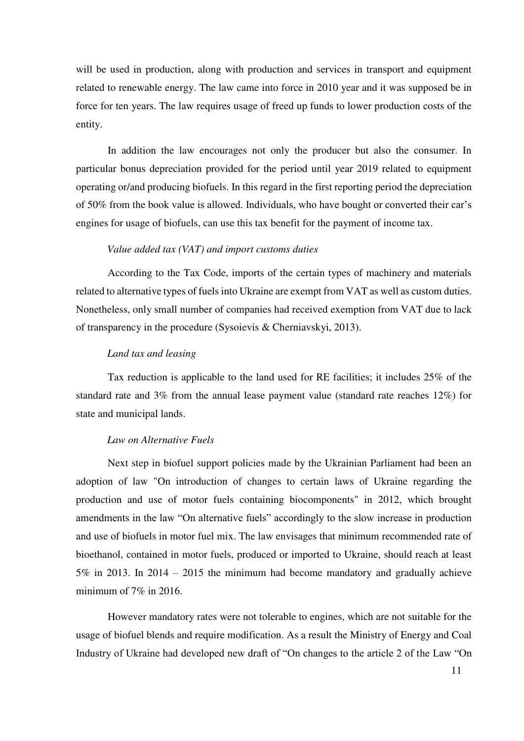will be used in production, along with production and services in transport and equipment related to renewable energy. The law came into force in 2010 year and it was supposed be in force for ten years. The law requires usage of freed up funds to lower production costs of the entity.

In addition the law encourages not only the producer but also the consumer. In particular bonus depreciation provided for the period until year 2019 related to equipment operating or/and producing biofuels. In this regard in the first reporting period the depreciation of 50% from the book value is allowed. Individuals, who have bought or converted their car's engines for usage of biofuels, can use this tax benefit for the payment of income tax.

*Value added tax (VAT) and import customs duties*

According to the Tax Code, imports of the certain types of machinery and materials related to alternative types of fuels into Ukraine are exempt from VAT as well as custom duties. Nonetheless, only small number of companies had received exemption from VAT due to lack of transparency in the procedure (Sysoievis & Cherniavskyi, 2013).

*Land tax and leasing*

Tax reduction is applicable to the land used for RE facilities; it includes 25% of the standard rate and 3% from the annual lease payment value (standard rate reaches 12%) for state and municipal lands.

*Law on Alternative Fuels*

Next step in biofuel support policies made by the Ukrainian Parliament had been an adoption of law "On introduction of changes to certain laws of Ukraine regarding the production and use of motor fuels containing biocomponents" in 2012, which brought amendments in the law "On alternative fuels" accordingly to the slow increase in production and use of biofuels in motor fuel mix. The law envisages that minimum recommended rate of bioethanol, contained in motor fuels, produced or imported to Ukraine, should reach at least 5% in 2013. In 2014 – 2015 the minimum had become mandatory and gradually achieve minimum of 7% in 2016.

However mandatory rates were not tolerable to engines, which are not suitable for the usage of biofuel blends and require modification. As a result the Ministry of Energy and Coal Industry of Ukraine had developed new draft of "On changes to the article 2 of the Law "On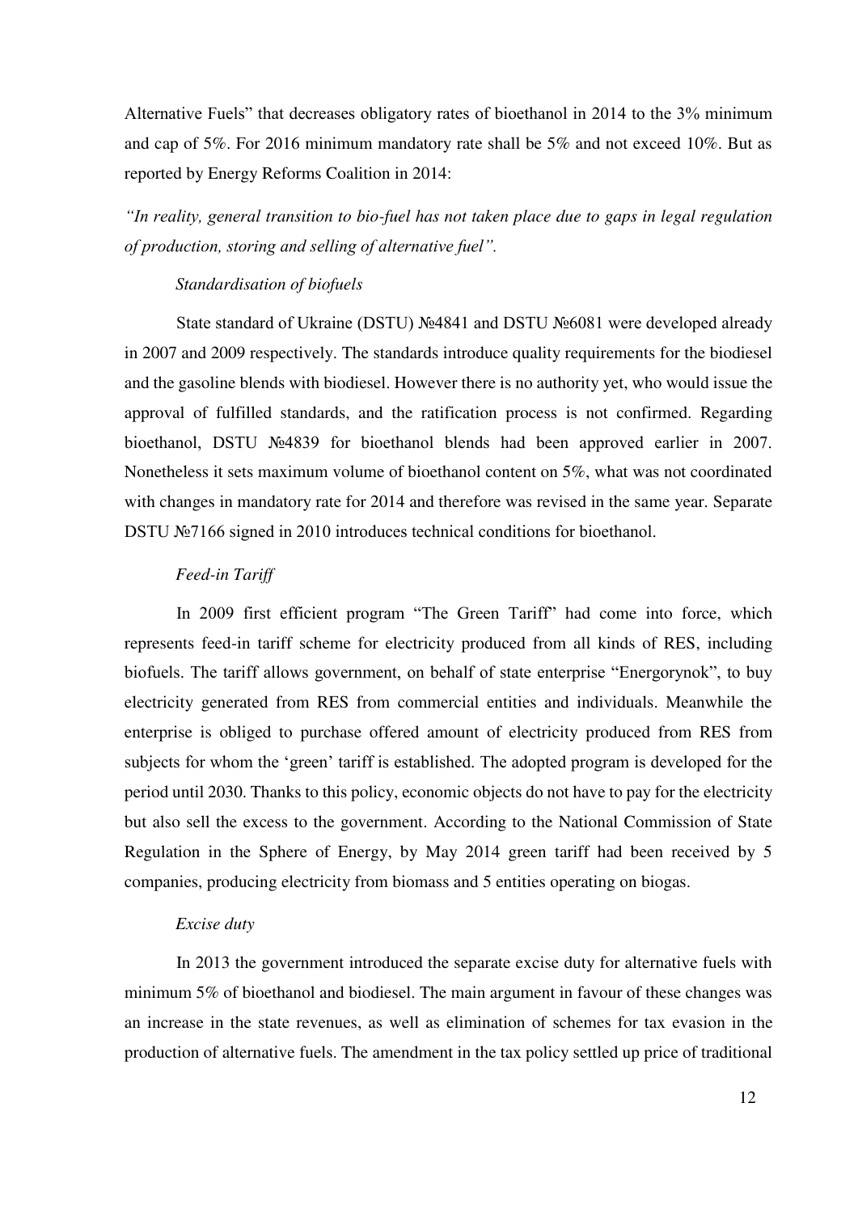Alternative Fuels" that decreases obligatory rates of bioethanol in 2014 to the 3% minimum and cap of 5%. For 2016 minimum mandatory rate shall be 5% and not exceed 10%. But as reported by Energy Reforms Coalition in 2014:

*"In reality, general transition to bio-fuel has not taken place due to gaps in legal regulation of production, storing and selling of alternative fuel".*

*Standardisation of biofuels*

State standard of Ukraine (DSTU) №4841 and DSTU №6081 were developed already in 2007 and 2009 respectively. The standards introduce quality requirements for the biodiesel and the gasoline blends with biodiesel. However there is no authority yet, who would issue the approval of fulfilled standards, and the ratification process is not confirmed. Regarding bioethanol, DSTU №4839 for bioethanol blends had been approved earlier in 2007. Nonetheless it sets maximum volume of bioethanol content on 5%, what was not coordinated with changes in mandatory rate for 2014 and therefore was revised in the same year. Separate DSTU №7166 signed in 2010 introduces technical conditions for bioethanol.

*Feed-in Tariff*

In 2009 first efficient program "The Green Tariff" had come into force, which represents feed-in tariff scheme for electricity produced from all kinds of RES, including biofuels. The tariff allows government, on behalf of state enterprise "Energorynok", to buy electricity generated from RES from commercial entities and individuals. Meanwhile the enterprise is obliged to purchase offered amount of electricity produced from RES from subjects for whom the 'green' tariff is established. The adopted program is developed for the period until 2030. Thanks to this policy, economic objects do not have to pay for the electricity but also sell the excess to the government. According to the National Commission of State Regulation in the Sphere of Energy, by May 2014 green tariff had been received by 5 companies, producing electricity from biomass and 5 entities operating on biogas.

*Excise duty*

In 2013 the government introduced the separate excise duty for alternative fuels with minimum 5% of bioethanol and biodiesel. The main argument in favour of these changes was an increase in the state revenues, as well as elimination of schemes for tax evasion in the production of alternative fuels. The amendment in the tax policy settled up price of traditional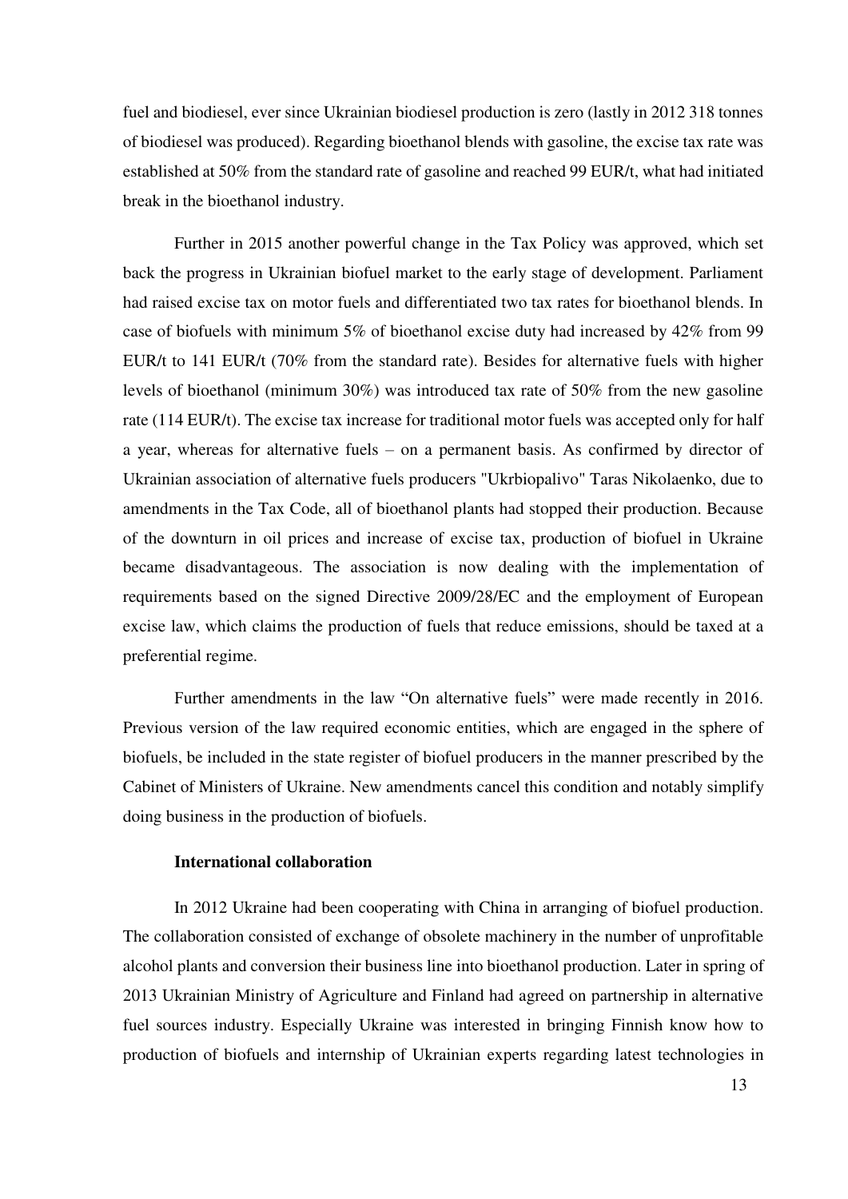fuel and biodiesel, ever since Ukrainian biodiesel production is zero (lastly in 2012 318 tonnes of biodiesel was produced). Regarding bioethanol blends with gasoline, the excise tax rate was established at 50% from the standard rate of gasoline and reached 99 EUR/t, what had initiated break in the bioethanol industry.

Further in 2015 another powerful change in the Tax Policy was approved, which set back the progress in Ukrainian biofuel market to the early stage of development. Parliament had raised excise tax on motor fuels and differentiated two tax rates for bioethanol blends. In case of biofuels with minimum 5% of bioethanol excise duty had increased by 42% from 99 EUR/t to 141 EUR/t (70% from the standard rate). Besides for alternative fuels with higher levels of bioethanol (minimum 30%) was introduced tax rate of 50% from the new gasoline rate (114 EUR/t). The excise tax increase for traditional motor fuels was accepted only for half a year, whereas for alternative fuels – on a permanent basis. As confirmed by director of Ukrainian association of alternative fuels producers "Ukrbiopalivo" Taras Nikolaenko, due to amendments in the Tax Code, all of bioethanol plants had stopped their production. Because of the downturn in oil prices and increase of excise tax, production of biofuel in Ukraine became disadvantageous. The association is now dealing with the implementation of requirements based on the signed Directive 2009/28/EC and the employment of European excise law, which claims the production of fuels that reduce emissions, should be taxed at a preferential regime.

Further amendments in the law "On alternative fuels" were made recently in 2016. Previous version of the law required economic entities, which are engaged in the sphere of biofuels, be included in the state register of biofuel producers in the manner prescribed by the Cabinet of Ministers of Ukraine. New amendments cancel this condition and notably simplify doing business in the production of biofuels.

**International collaboration**

In 2012 Ukraine had been cooperating with China in arranging of biofuel production. The collaboration consisted of exchange of obsolete machinery in the number of unprofitable alcohol plants and conversion their business line into bioethanol production. Later in spring of 2013 Ukrainian Ministry of Agriculture and Finland had agreed on partnership in alternative fuel sources industry. Especially Ukraine was interested in bringing Finnish know how to production of biofuels and internship of Ukrainian experts regarding latest technologies in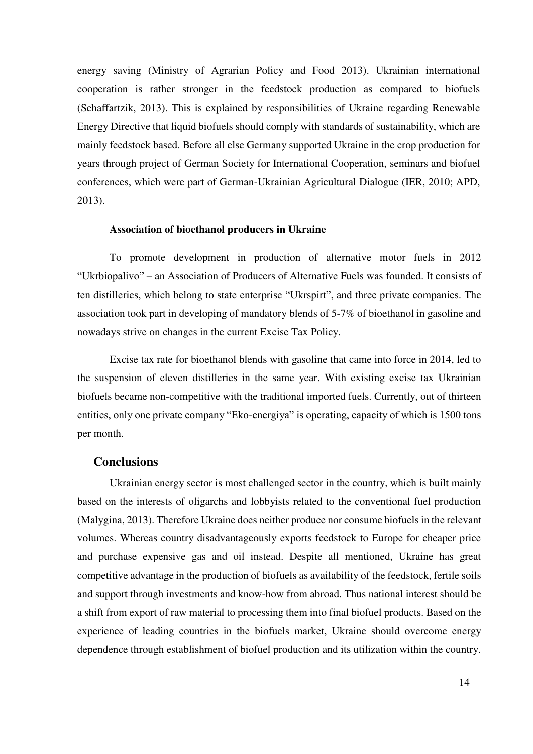energy saving (Ministry of Agrarian Policy and Food 2013). Ukrainian international cooperation is rather stronger in the feedstock production as compared to biofuels (Schaffartzik, 2013). This is explained by responsibilities of Ukraine regarding Renewable Energy Directive that liquid biofuels should comply with standards of sustainability, which are mainly feedstock based. Before all else Germany supported Ukraine in the crop production for years through project of German Society for International Cooperation, seminars and biofuel conferences, which were part of German-Ukrainian Agricultural Dialogue (IER, 2010; APD, 2013).

### Association of bioethanol producers in Ukraine

To promote development in production of alternative motor fuels in 2012 "Ukrbiopalivo" – an Association of Producers of Alternative Fuels was founded. It consists of ten distilleries, which belong to state enterprise "Ukrspirt", and three private companies. The association took part in developing of mandatory blends of 5-7% of bioethanol in gasoline and nowadays strive on changes in the current Excise Tax Policy.

Excise tax rate for bioethanol blends with gasoline that came into force in 2014, led to the suspension of eleven distilleries in the same year. With existing excise tax Ukrainian biofuels became non-competitive with the traditional imported fuels. Currently, out of thirteen entities, only one private company "Eko-energiya" is operating, capacity of which is 1500 tons per month.

## Conclusions

Ukrainian energy sector is most challenged sector in the country, which is built mainly based on the interests of oligarchs and lobbyists related to the conventional fuel production (Malygina, 2013). Therefore Ukraine does neither produce nor consume biofuels in the relevant volumes. Whereas country disadvantageously exports feedstock to Europe for cheaper price and purchase expensive gas and oil instead. Despite all mentioned, Ukraine has great competitive advantage in the production of biofuels as availability of the feedstock, fertile soils and support through investments and know-how from abroad. Thus national interest should be a shift from export of raw material to processing them into final biofuel products. Based on the experience of leading countries in the biofuels market, Ukraine should overcome energy dependence through establishment of biofuel production and its utilization within the country.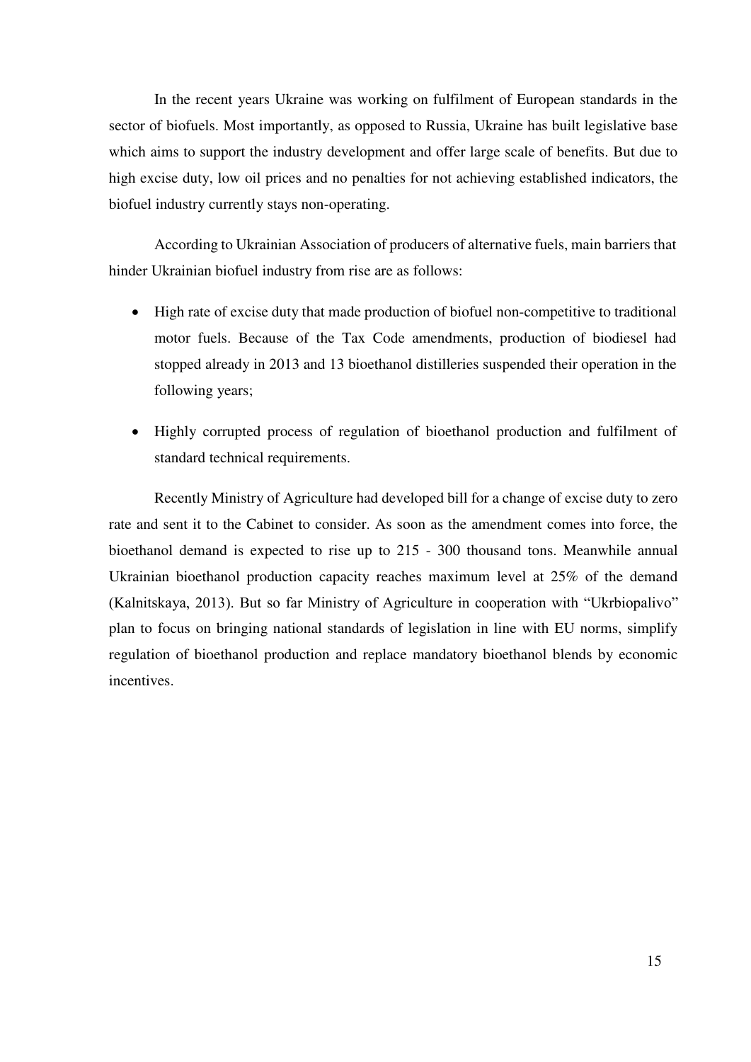In the recent years Ukraine was working on fulfilment of European standards in the sector of biofuels. Most importantly, as opposed to Russia, Ukraine has built legislative base which aims to support the industry development and offer large scale of benefits. But due to high excise duty, low oil prices and no penalties for not achieving established indicators, the biofuel industry currently stays non-operating.

According to Ukrainian Association of producers of alternative fuels, main barriers that hinder Ukrainian biofuel industry from rise are as follows:

- High rate of excise duty that made production of biofuel non-competitive to traditional motor fuels. Because of the Tax Code amendments, production of biodiesel had stopped already in 2013 and 13 bioethanol distilleries suspended their operation in the following years;
- Highly corrupted process of regulation of bioethanol production and fulfilment of standard technical requirements.

Recently Ministry of Agriculture had developed bill for a change of excise duty to zero rate and sent it to the Cabinet to consider. As soon as the amendment comes into force, the bioethanol demand is expected to rise up to 215 - 300 thousand tons. Meanwhile annual Ukrainian bioethanol production capacity reaches maximum level at 25% of the demand (Kalnitskaya, 2013). But so far Ministry of Agriculture in cooperation with "Ukrbiopalivo" plan to focus on bringing national standards of legislation in line with EU norms, simplify regulation of bioethanol production and replace mandatory bioethanol blends by economic incentives.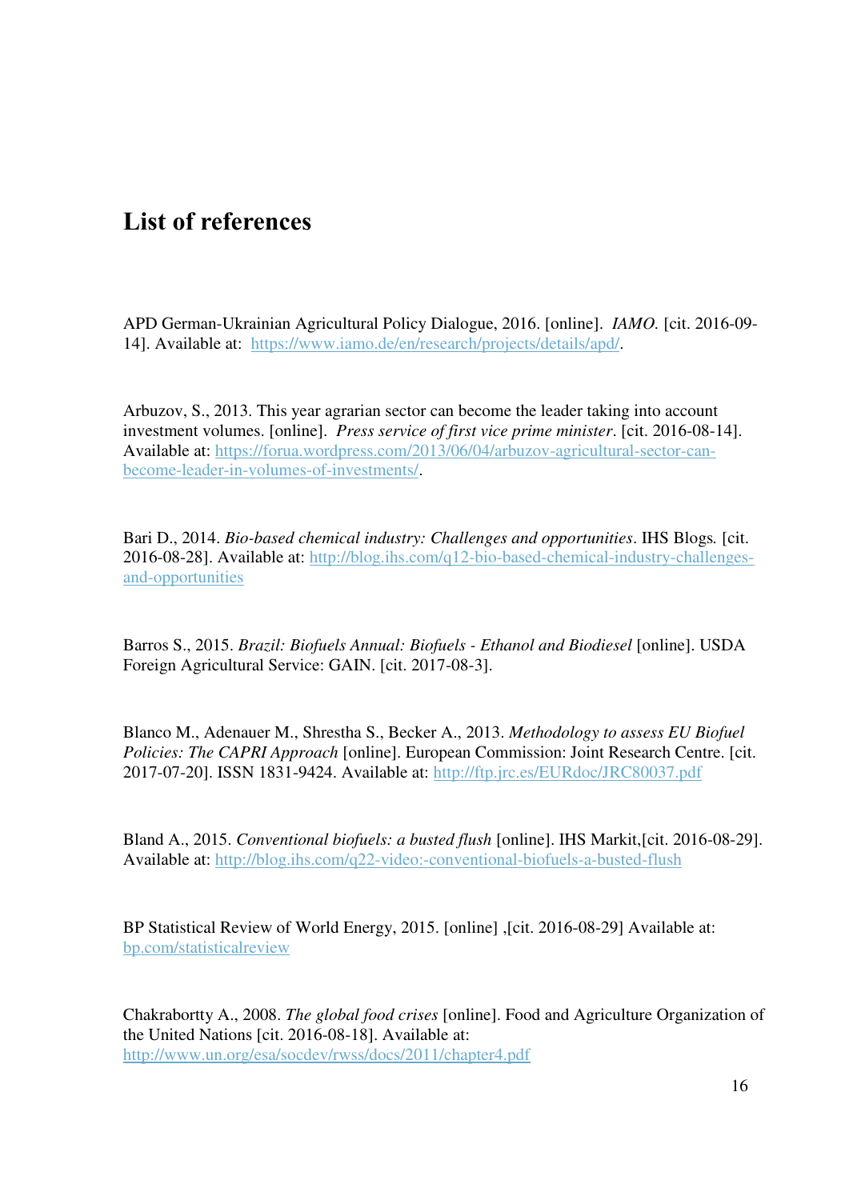# List of references

APD German-Ukrainian Agricultural Policy Dialogue, 2016. [online]. *IAMO.* [cit. 2016-09-14]. Available at: https://www.iamo.de/en/research/projects/details/apd/.

Arbuzov, S., 2013. This year agrarian sector can become the leader taking into account investment volumes. [online]. *Press service of first vice prime minister*. [cit. 2016-08-14]. Available at: https://forua.wordpress.com/2013/06/04/arbuzov-agricultural-sector-can-become-leader-in-volumes-of-investments/.

Bari D., 2014. *Bio-based chemical industry: Challenges and opportunities*. IHS Blogs. [cit. 2016-08-28]. Available at: http://blog.ihs.com/q12-bio-based-chemical-industry-challenges-and-opportunities

Barros S., 2015. *Brazil: Biofuels Annual: Biofuels - Ethanol and Biodiesel* [online]. USDA Foreign Agricultural Service: GAIN. [cit. 2017-08-3].

Blanco M., Adenauer M., Shrestha S., Becker A., 2013. *Methodology to assess EU Biofuel Policies: The CAPRI Approach* [online]. European Commission: Joint Research Centre. [cit. 2017-07-20]. ISSN 1831-9424. Available at: http://ftp.jrc.es/EURdoc/JRC80037.pdf

Bland A., 2015. *Conventional biofuels: a busted flush* [online]. IHS Markit,[cit. 2016-08-29]. Available at: http://blog.ihs.com/q22-video:-conventional-biofuels-a-busted-flush

BP Statistical Review of World Energy, 2015. [online] ,[cit. 2016-08-29] Available at: bp.com/statisticalreview

Chakrabortty A., 2008. *The global food crises* [online]. Food and Agriculture Organization of the United Nations [cit. 2016-08-18]. Available at: http://www.un.org/esa/socdev/rwss/docs/2011/chapter4.pdf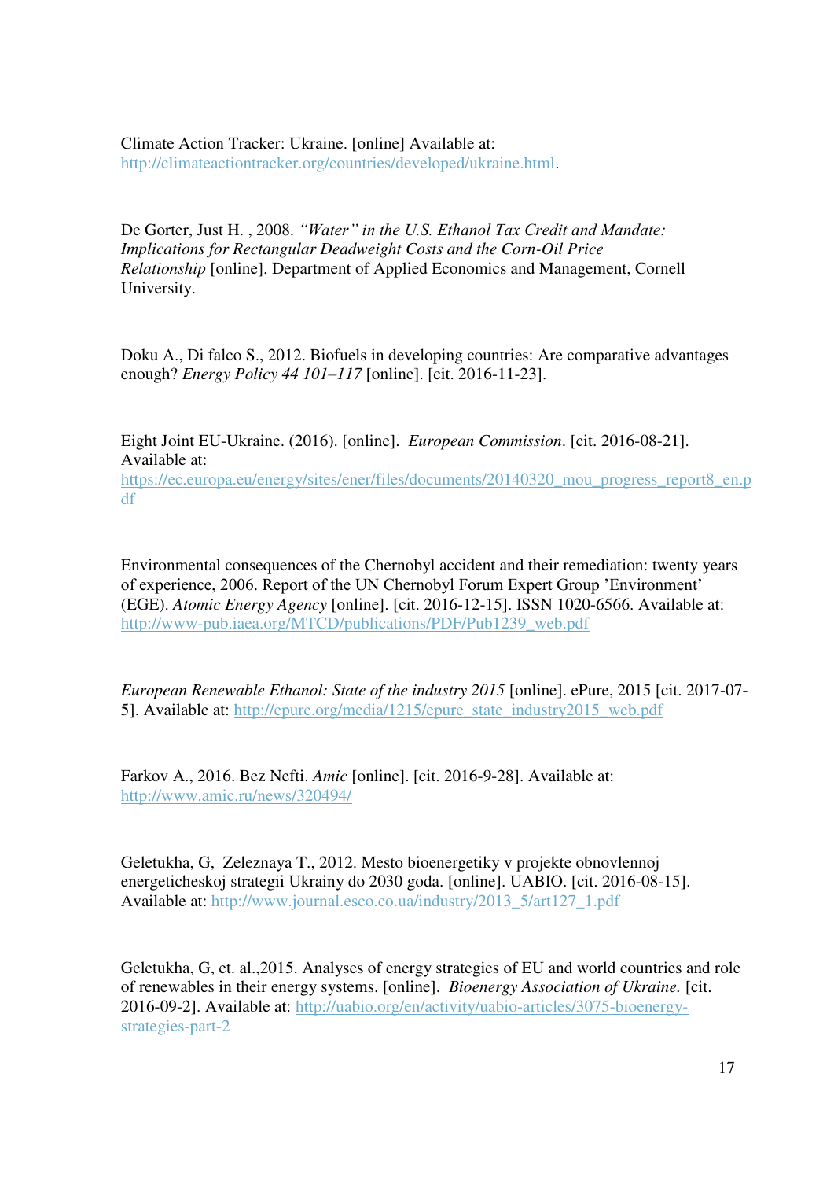Climate Action Tracker: Ukraine. [online] Available at: http://climateactiontracker.org/countries/developed/ukraine.html.

De Gorter, Just H. , 2008. *"Water" in the U.S. Ethanol Tax Credit and Mandate: Implications for Rectangular Deadweight Costs and the Corn-Oil Price Relationship* [online]. Department of Applied Economics and Management, Cornell University.

Doku A., Di falco S., 2012. Biofuels in developing countries: Are comparative advantages enough? *Energy Policy 44 101–117* [online]. [cit. 2016-11-23].

Eight Joint EU-Ukraine. (2016). [online]. *European Commission*. [cit. 2016-08-21]. Available at: https://ec.europa.eu/energy/sites/ener/files/documents/20140320_mou_progress_report8_en.pdf

Environmental consequences of the Chernobyl accident and their remediation: twenty years of experience, 2006. Report of the UN Chernobyl Forum Expert Group 'Environment' (EGE). *Atomic Energy Agency* [online]. [cit. 2016-12-15]. ISSN 1020-6566. Available at: http://www-pub.iaea.org/MTCD/publications/PDF/Pub1239_web.pdf

*European Renewable Ethanol: State of the industry 2015* [online]. ePure, 2015 [cit. 2017-07-5]. Available at: http://epure.org/media/1215/epure_state_industry2015_web.pdf

Farkov A., 2016. Bez Nefti. *Amic* [online]. [cit. 2016-9-28]. Available at: http://www.amic.ru/news/320494/

Geletukha, G, Zeleznaya T., 2012. Mesto bioenergetiky v projekte obnovlennoj energeticheskoj strategii Ukrainy do 2030 goda. [online]. UABIO. [cit. 2016-08-15]. Available at: http://www.journal.esco.co.ua/industry/2013_5/art127_1.pdf

Geletukha, G, et. al.,2015. Analyses of energy strategies of EU and world countries and role of renewables in their energy systems. [online]. *Bioenergy Association of Ukraine.* [cit. 2016-09-2]. Available at: http://uabio.org/en/activity/uabio-articles/3075-bioenergy-strategies-part-2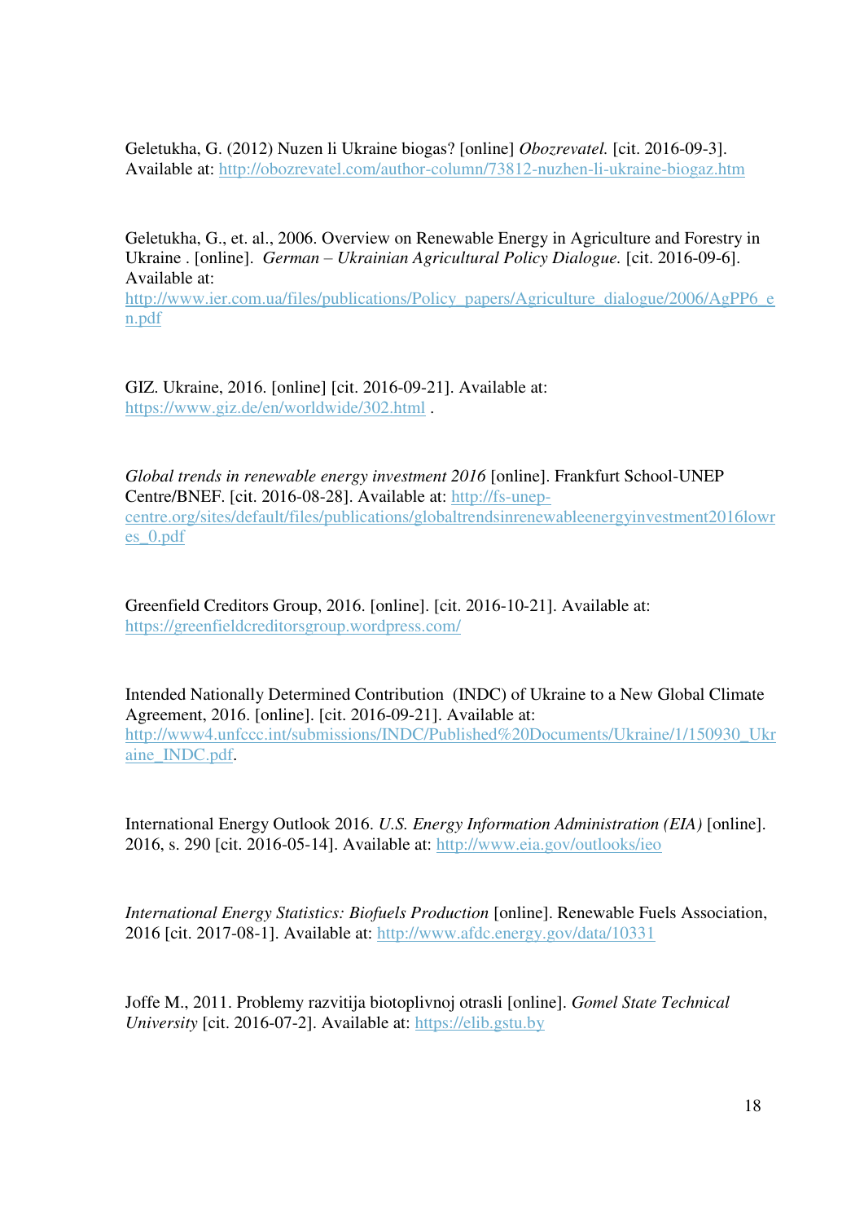Geletukha, G. (2012) Nuzen li Ukraine biogas? [online] *Obozrevatel.* [cit. 2016-09-3]. Available at: http://obozrevatel.com/author-column/73812-nuzhen-li-ukraine-biogaz.htm

Geletukha, G., et. al., 2006. Overview on Renewable Energy in Agriculture and Forestry in Ukraine . [online]. *German – Ukrainian Agricultural Policy Dialogue.* [cit. 2016-09-6]. Available at: http://www.ier.com.ua/files/publications/Policy_papers/Agriculture_dialogue/2006/AgPP6_en.pdf

GIZ. Ukraine, 2016. [online] [cit. 2016-09-21]. Available at: https://www.giz.de/en/worldwide/302.html .

*Global trends in renewable energy investment 2016* [online]. Frankfurt School-UNEP Centre/BNEF. [cit. 2016-08-28]. Available at: http://fs-unep-centre.org/sites/default/files/publications/globaltrendsinrenewableenergyinvestment2016lowres_0.pdf

Greenfield Creditors Group, 2016. [online]. [cit. 2016-10-21]. Available at: https://greenfieldcreditorsgroup.wordpress.com/

Intended Nationally Determined Contribution (INDC) of Ukraine to a New Global Climate Agreement, 2016. [online]. [cit. 2016-09-21]. Available at: http://www4.unfccc.int/submissions/INDC/Published%20Documents/Ukraine/1/150930_Ukraine_INDC.pdf.

International Energy Outlook 2016. *U.S. Energy Information Administration (EIA)* [online]. 2016, s. 290 [cit. 2016-05-14]. Available at: http://www.eia.gov/outlooks/ieo

*International Energy Statistics: Biofuels Production* [online]. Renewable Fuels Association, 2016 [cit. 2017-08-1]. Available at: http://www.afdc.energy.gov/data/10331

Joffe M., 2011. Problemy razvitija biotoplivnoj otrasli [online]. *Gomel State Technical University* [cit. 2016-07-2]. Available at: https://elib.gstu.by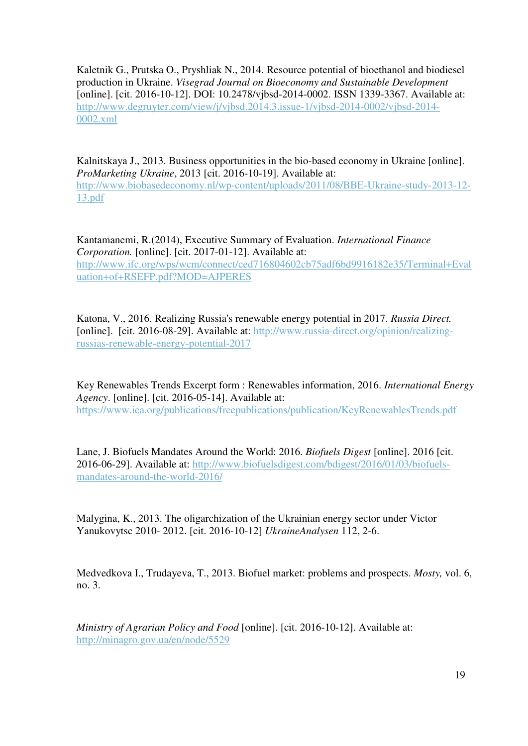Kaletnik G., Prutska O., Pryshliak N., 2014. Resource potential of bioethanol and biodiesel production in Ukraine. *Visegrad Journal on Bioeconomy and Sustainable Development* [online]. [cit. 2016-10-12]. DOI: 10.2478/vjbsd-2014-0002. ISSN 1339-3367. Available at: http://www.degruyter.com/view/j/vjbsd.2014.3.issue-1/vjbsd-2014-0002/vjbsd-2014-0002.xml

Kalnitskaya J., 2013. Business opportunities in the bio-based economy in Ukraine [online]. *ProMarketing Ukraine*, 2013 [cit. 2016-10-19]. Available at: http://www.biobasedeconomy.nl/wp-content/uploads/2011/08/BBE-Ukraine-study-2013-12-13.pdf

Kantamanemi, R.(2014), Executive Summary of Evaluation. *International Finance Corporation.* [online]. [cit. 2017-01-12]. Available at: http://www.ifc.org/wps/wcm/connect/ced716804602cb75adf6bd9916182e35/Terminal+Evaluation+of+RSEFP.pdf?MOD=AJPERES

Katona, V., 2016. Realizing Russia's renewable energy potential in 2017. *Russia Direct.* [online]. [cit. 2016-08-29]. Available at: http://www.russia-direct.org/opinion/realizing-russias-renewable-energy-potential-2017

Key Renewables Trends Excerpt form : Renewables information, 2016. *International Energy Agency*. [online]. [cit. 2016-05-14]. Available at: https://www.iea.org/publications/freepublications/publication/KeyRenewablesTrends.pdf

Lane, J. Biofuels Mandates Around the World: 2016. *Biofuels Digest* [online]. 2016 [cit. 2016-06-29]. Available at: http://www.biofuelsdigest.com/bdigest/2016/01/03/biofuels-mandates-around-the-world-2016/

Malygina, K., 2013. The oligarchization of the Ukrainian energy sector under Victor Yanukovytsc 2010- 2012. [cit. 2016-10-12] *UkraineAnalysen* 112, 2-6.

Medvedkova I., Trudayeva, T., 2013. Biofuel market: problems and prospects. *Mosty,* vol. 6, no. 3.

*Ministry of Agrarian Policy and Food* [online]. [cit. 2016-10-12]. Available at: http://minagro.gov.ua/en/node/5529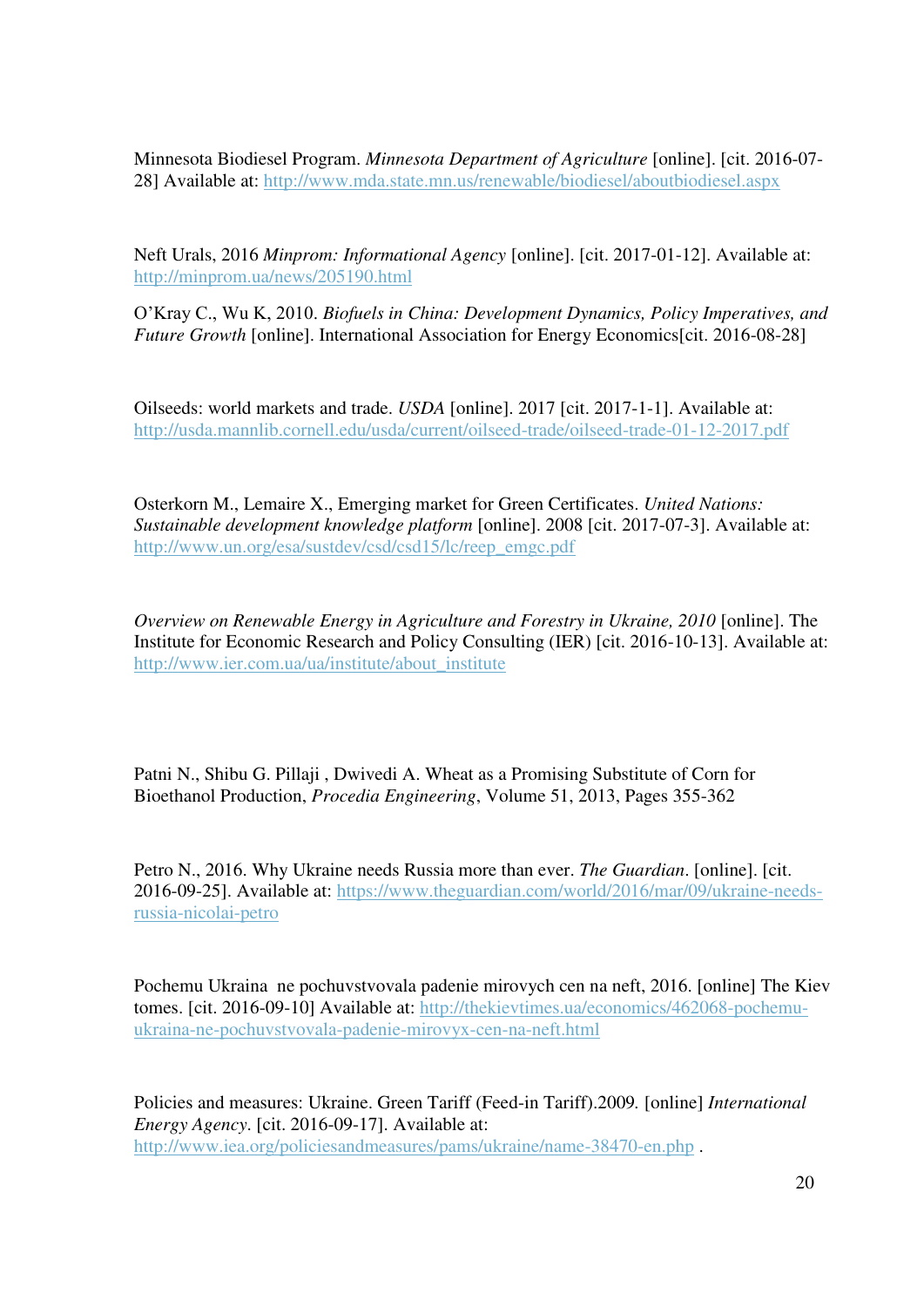Minnesota Biodiesel Program. *Minnesota Department of Agriculture* [online]. [cit. 2016-07-28] Available at: http://www.mda.state.mn.us/renewable/biodiesel/aboutbiodiesel.aspx

Neft Urals, 2016 *Minprom: Informational Agency* [online]. [cit. 2017-01-12]. Available at: http://minprom.ua/news/205190.html

O'Kray C., Wu K, 2010. *Biofuels in China: Development Dynamics, Policy Imperatives, and Future Growth* [online]. International Association for Energy Economics[cit. 2016-08-28]

Oilseeds: world markets and trade. *USDA* [online]. 2017 [cit. 2017-1-1]. Available at: http://usda.mannlib.cornell.edu/usda/current/oilseed-trade/oilseed-trade-01-12-2017.pdf

Osterkorn M., Lemaire X., Emerging market for Green Certificates. *United Nations: Sustainable development knowledge platform* [online]. 2008 [cit. 2017-07-3]. Available at: http://www.un.org/esa/sustdev/csd/csd15/lc/reep_emgc.pdf

*Overview on Renewable Energy in Agriculture and Forestry in Ukraine, 2010* [online]. The Institute for Economic Research and Policy Consulting (IER) [cit. 2016-10-13]. Available at: http://www.ier.com.ua/ua/institute/about_institute

Patni N., Shibu G. Pillaji , Dwivedi A. Wheat as a Promising Substitute of Corn for Bioethanol Production, *Procedia Engineering*, Volume 51, 2013, Pages 355-362

Petro N., 2016. Why Ukraine needs Russia more than ever. *The Guardian*. [online]. [cit. 2016-09-25]. Available at: https://www.theguardian.com/world/2016/mar/09/ukraine-needs-russia-nicolai-petro

Pochemu Ukraina ne pochuvstvovala padenie mirovych cen na neft, 2016. [online] The Kiev tomes. [cit. 2016-09-10] Available at: http://thekievtimes.ua/economics/462068-pochemu-ukraina-ne-pochuvstvovala-padenie-mirovyx-cen-na-neft.html

Policies and measures: Ukraine. Green Tariff (Feed-in Tariff).2009. [online] *International Energy Agency*. [cit. 2016-09-17]. Available at: http://www.iea.org/policiesandmeasures/pams/ukraine/name-38470-en.php .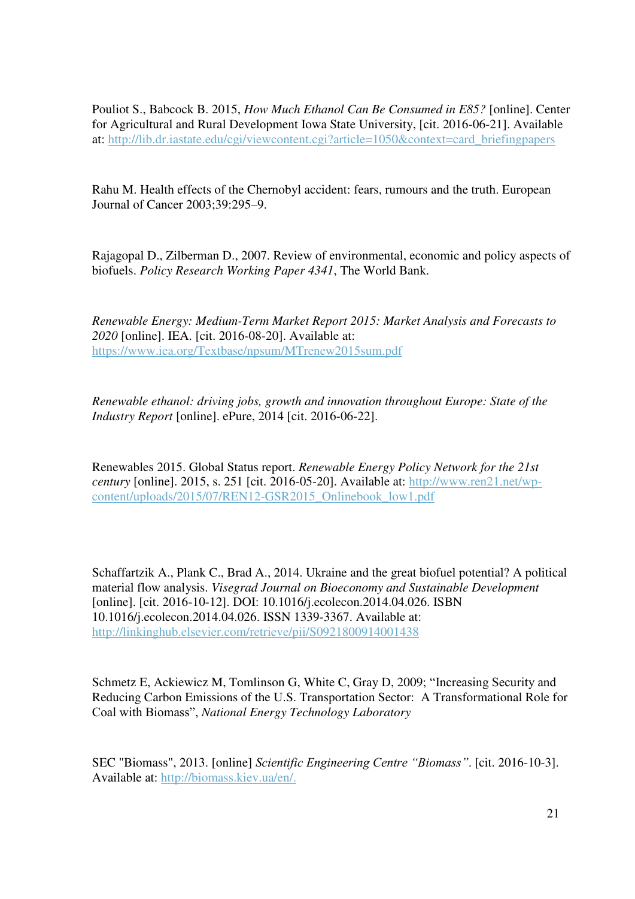Pouliot S., Babcock B. 2015, *How Much Ethanol Can Be Consumed in E85?* [online]. Center for Agricultural and Rural Development Iowa State University, [cit. 2016-06-21]. Available at: http://lib.dr.iastate.edu/cgi/viewcontent.cgi?article=1050&context=card_briefingpapers

Rahu M. Health effects of the Chernobyl accident: fears, rumours and the truth. European Journal of Cancer 2003;39:295–9.

Rajagopal D., Zilberman D., 2007. Review of environmental, economic and policy aspects of biofuels. *Policy Research Working Paper 4341*, The World Bank.

*Renewable Energy: Medium-Term Market Report 2015: Market Analysis and Forecasts to 2020* [online]. IEA. [cit. 2016-08-20]. Available at: https://www.iea.org/Textbase/npsum/MTrenew2015sum.pdf

*Renewable ethanol: driving jobs, growth and innovation throughout Europe: State of the Industry Report* [online]. ePure, 2014 [cit. 2016-06-22].

Renewables 2015. Global Status report. *Renewable Energy Policy Network for the 21st century* [online]. 2015, s. 251 [cit. 2016-05-20]. Available at: http://www.ren21.net/wp-content/uploads/2015/07/REN12-GSR2015_Onlinebook_low1.pdf

Schaffartzik A., Plank C., Brad A., 2014. Ukraine and the great biofuel potential? A political material flow analysis. *Visegrad Journal on Bioeconomy and Sustainable Development* [online]. [cit. 2016-10-12]. DOI: 10.1016/j.ecolecon.2014.04.026. ISBN 10.1016/j.ecolecon.2014.04.026. ISSN 1339-3367. Available at: http://linkinghub.elsevier.com/retrieve/pii/S0921800914001438

Schmetz E, Ackiewicz M, Tomlinson G, White C, Gray D, 2009; "Increasing Security and Reducing Carbon Emissions of the U.S. Transportation Sector: A Transformational Role for Coal with Biomass", *National Energy Technology Laboratory*

SEC "Biomass", 2013. [online] *Scientific Engineering Centre "Biomass"*. [cit. 2016-10-3]. Available at: http://biomass.kiev.ua/en/.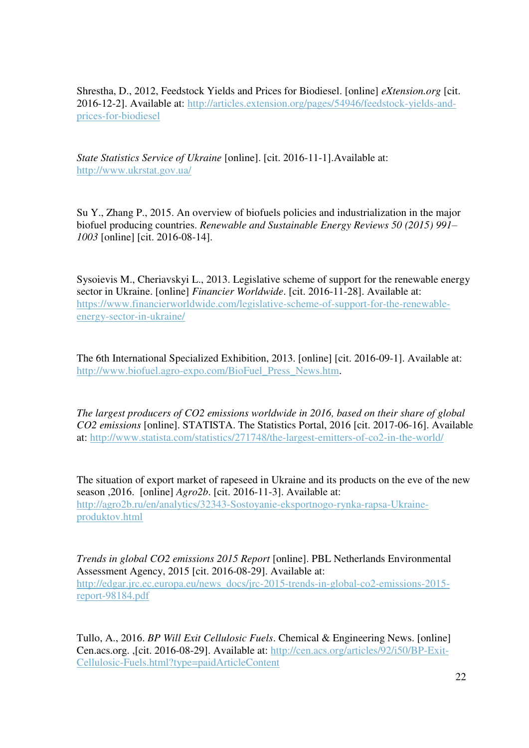Shrestha, D., 2012, Feedstock Yields and Prices for Biodiesel. [online] *eXtension.org* [cit. 2016-12-2]. Available at: http://articles.extension.org/pages/54946/feedstock-yields-and-prices-for-biodiesel

*State Statistics Service of Ukraine* [online]. [cit. 2016-11-1].Available at: http://www.ukrstat.gov.ua/

Su Y., Zhang P., 2015. An overview of biofuels policies and industrialization in the major biofuel producing countries. *Renewable and Sustainable Energy Reviews 50 (2015) 991–1003* [online] [cit. 2016-08-14].

Sysoievis M., Cheriavskyi L., 2013. Legislative scheme of support for the renewable energy sector in Ukraine. [online] *Financier Worldwide*. [cit. 2016-11-28]. Available at: https://www.financierworldwide.com/legislative-scheme-of-support-for-the-renewable-energy-sector-in-ukraine/

The 6th International Specialized Exhibition, 2013. [online] [cit. 2016-09-1]. Available at: http://www.biofuel.agro-expo.com/BioFuel_Press_News.htm.

*The largest producers of CO2 emissions worldwide in 2016, based on their share of global CO2 emissions* [online]. STATISTA. The Statistics Portal, 2016 [cit. 2017-06-16]. Available at: http://www.statista.com/statistics/271748/the-largest-emitters-of-co2-in-the-world/

The situation of export market of rapeseed in Ukraine and its products on the eve of the new season ,2016. [online] *Agro2b*. [cit. 2016-11-3]. Available at: http://agro2b.ru/en/analytics/32343-Sostoyanie-eksportnogo-rynka-rapsa-Ukraine-produktov.html

*Trends in global CO2 emissions 2015 Report* [online]. PBL Netherlands Environmental Assessment Agency, 2015 [cit. 2016-08-29]. Available at: http://edgar.jrc.ec.europa.eu/news_docs/jrc-2015-trends-in-global-co2-emissions-2015-report-98184.pdf

Tullo, A., 2016. *BP Will Exit Cellulosic Fuels*. Chemical & Engineering News. [online] Cen.acs.org. ,[cit. 2016-08-29]. Available at: http://cen.acs.org/articles/92/i50/BP-Exit-Cellulosic-Fuels.html?type=paidArticleContent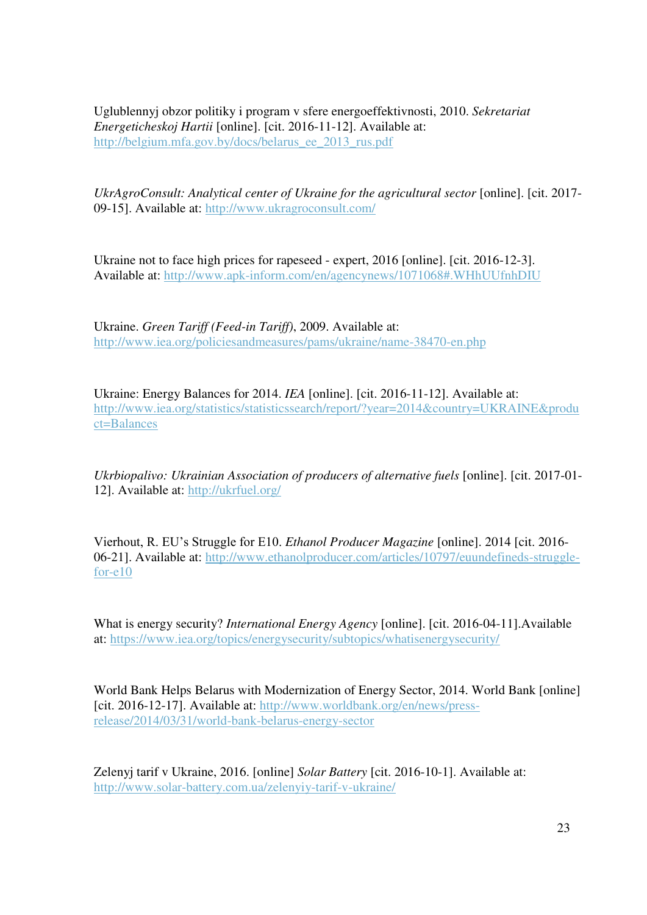Ugublennyj obzor politiki i program v sfere energoeffektivnosti, 2010. *Sekretariat Energeticheskoj Hartii* [online]. [cit. 2016-11-12]. Available at: http://belgium.mfa.gov.by/docs/belarus_ee_2013_rus.pdf

*UkrAgroConsult: Analytical center of Ukraine for the agricultural sector* [online]. [cit. 2017-09-15]. Available at: http://www.ukragroconsult.com/

Ukraine not to face high prices for rapeseed - expert, 2016 [online]. [cit. 2016-12-3]. Available at: http://www.apk-inform.com/en/agencynews/1071068#.WHhUUfnhDIU

Ukraine. *Green Tariff (Feed-in Tariff)*, 2009. Available at: http://www.iea.org/policiesandmeasures/pams/ukraine/name-38470-en.php

Ukraine: Energy Balances for 2014. *IEA* [online]. [cit. 2016-11-12]. Available at: http://www.iea.org/statistics/statisticssearch/report/?year=2014&country=UKRAINE&product=Balances

*Ukrbiopalivo: Ukrainian Association of producers of alternative fuels* [online]. [cit. 2017-01-12]. Available at: http://ukrfuel.org/

Vierhout, R. EU's Struggle for E10. *Ethanol Producer Magazine* [online]. 2014 [cit. 2016-06-21]. Available at: http://www.ethanolproducer.com/articles/10797/euundefineds-struggle-for-e10

What is energy security? *International Energy Agency* [online]. [cit. 2016-04-11].Available at: https://www.iea.org/topics/energysecurity/subtopics/whatisenergysecurity/

World Bank Helps Belarus with Modernization of Energy Sector, 2014. World Bank [online] [cit. 2016-12-17]. Available at: http://www.worldbank.org/en/news/press-release/2014/03/31/world-bank-belarus-energy-sector

Zelenyj tarif v Ukraine, 2016. [online] *Solar Battery* [cit. 2016-10-1]. Available at: http://www.solar-battery.com.ua/zelenyiy-tarif-v-ukraine/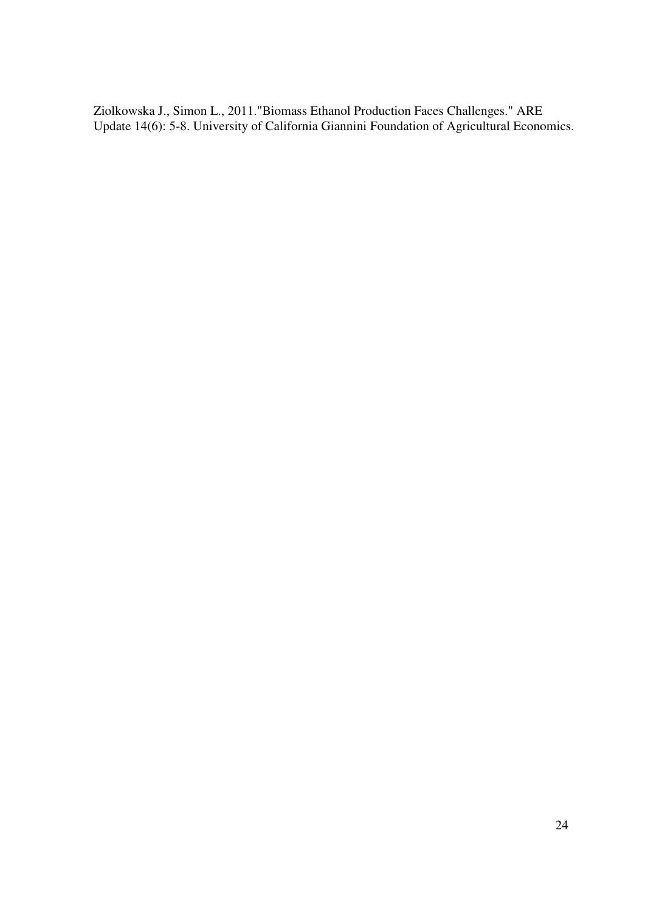Ziolkowska J., Simon L., 2011."Biomass Ethanol Production Faces Challenges." ARE Update 14(6): 5-8. University of California Giannini Foundation of Agricultural Economics.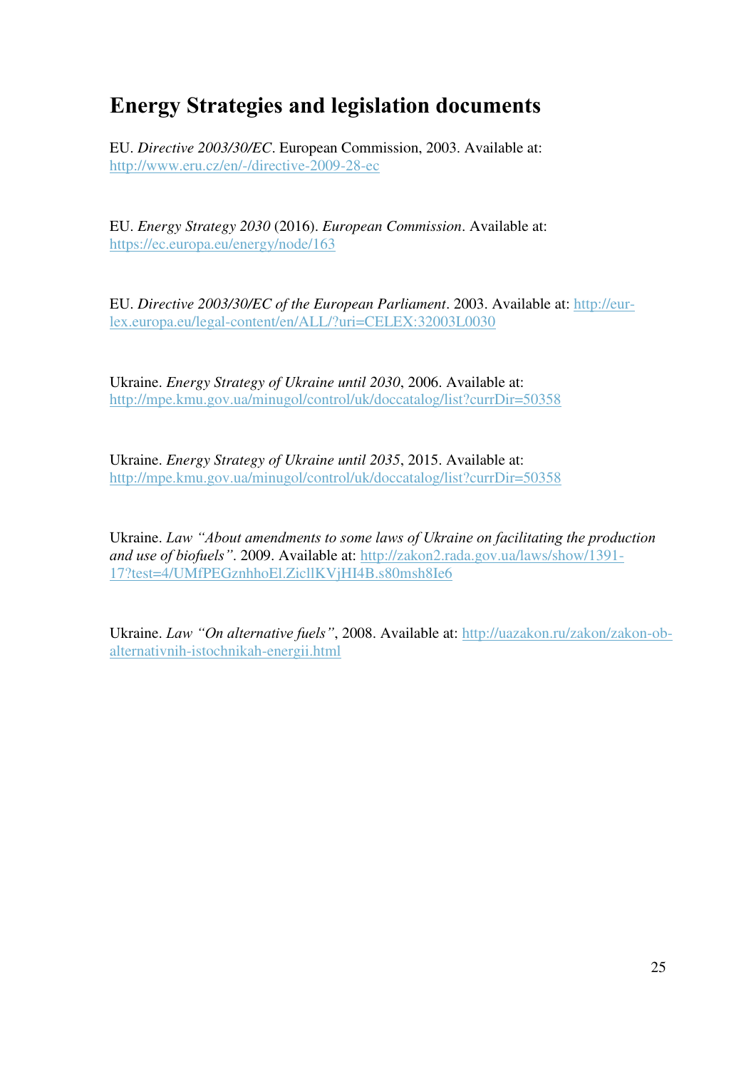## Energy Strategies and legislation documents

EU. *Directive 2003/30/EC*. European Commission, 2003. Available at: http://www.eru.cz/en/-/directive-2009-28-ec

EU. *Energy Strategy 2030* (2016). *European Commission*. Available at: https://ec.europa.eu/energy/node/163

EU. *Directive 2003/30/EC of the European Parliament*. 2003. Available at: http://eur-lex.europa.eu/legal-content/en/ALL/?uri=CELEX:32003L0030

Ukraine. *Energy Strategy of Ukraine until 2030*, 2006. Available at: http://mpe.kmu.gov.ua/minugol/control/uk/doccatalog/list?currDir=50358

Ukraine. *Energy Strategy of Ukraine until 2035*, 2015. Available at: http://mpe.kmu.gov.ua/minugol/control/uk/doccatalog/list?currDir=50358

Ukraine. *Law "About amendments to some laws of Ukraine on facilitating the production and use of biofuels"*. 2009. Available at: http://zakon2.rada.gov.ua/laws/show/1391-17?test=4/UMfPEGznhhoEl.ZicllKVjHI4B.s80msh8Ie6

Ukraine. *Law "On alternative fuels"*, 2008. Available at: http://uazakon.ru/zakon/zakon-ob-alternativnih-istochnikah-energii.html